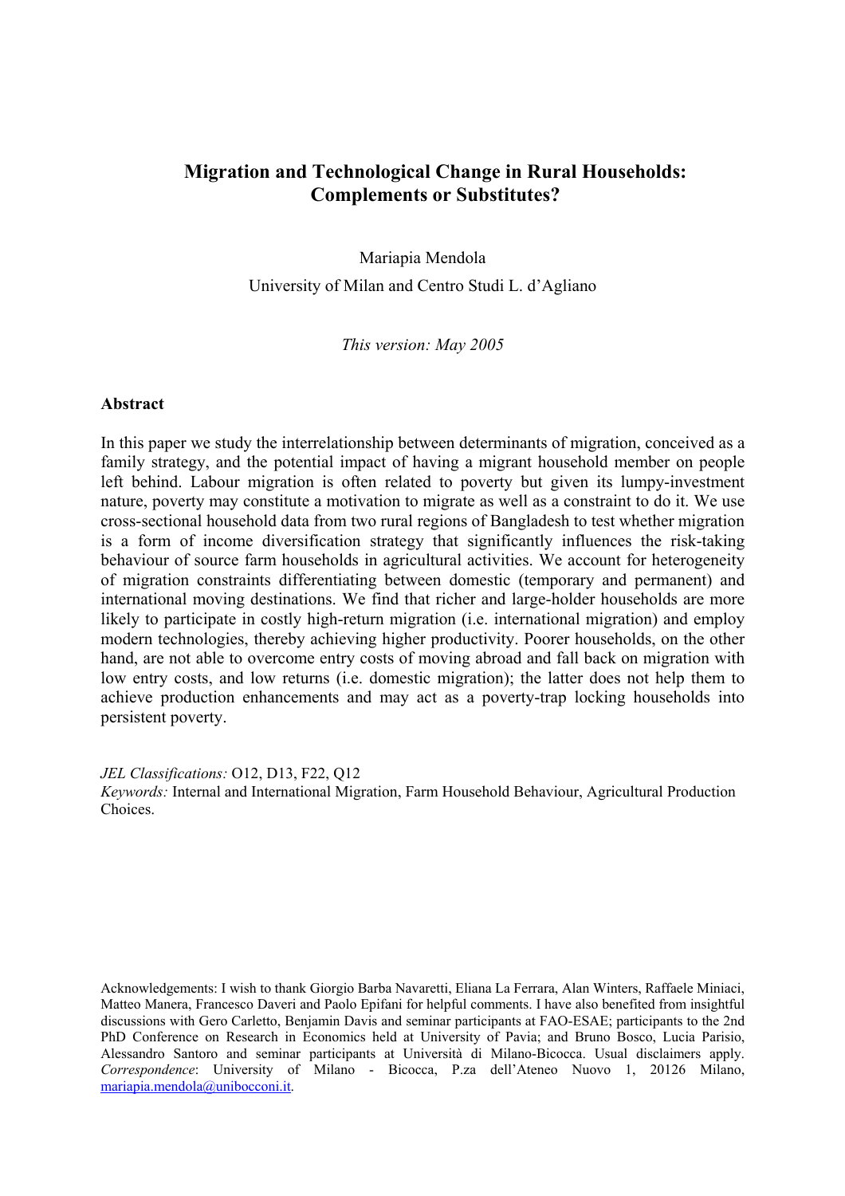# Migration and Technological Change in Rural Households: Complements or Substitutes?

Mariapia Mendola

University of Milan and Centro Studi L. d'Agliano

*This version: May 2005*

## Abstract

In this paper we study the interrelationship between determinants of migration, conceived as a family strategy, and the potential impact of having a migrant household member on people left behind. Labour migration is often related to poverty but given its lumpy-investment nature, poverty may constitute a motivation to migrate as well as a constraint to do it. We use cross-sectional household data from two rural regions of Bangladesh to test whether migration is a form of income diversification strategy that significantly influences the risk-taking behaviour of source farm households in agricultural activities. We account for heterogeneity of migration constraints differentiating between domestic (temporary and permanent) and international moving destinations. We find that richer and large-holder households are more likely to participate in costly high-return migration (i.e. international migration) and employ modern technologies, thereby achieving higher productivity. Poorer households, on the other hand, are not able to overcome entry costs of moving abroad and fall back on migration with low entry costs, and low returns (i.e. domestic migration); the latter does not help them to achieve production enhancements and may act as a poverty-trap locking households into persistent poverty.

*JEL Classifications:* O12, D13, F22, Q12

*Keywords:* Internal and International Migration, Farm Household Behaviour, Agricultural Production Choices.

Acknowledgements: I wish to thank Giorgio Barba Navaretti, Eliana La Ferrara, Alan Winters, Raffaele Miniaci, Matteo Manera, Francesco Daveri and Paolo Epifani for helpful comments. I have also benefited from insightful discussions with Gero Carletto, Benjamin Davis and seminar participants at FAO-ESAE; participants to the 2nd PhD Conference on Research in Economics held at University of Pavia; and Bruno Bosco, Lucia Parisio, Alessandro Santoro and seminar participants at Università di Milano-Bicocca. Usual disclaimers apply. *Correspondence*: University of Milano - Bicocca, P.za dell'Ateneo Nuovo 1, 20126 Milano, mariapia.mendola@unibocconi.it.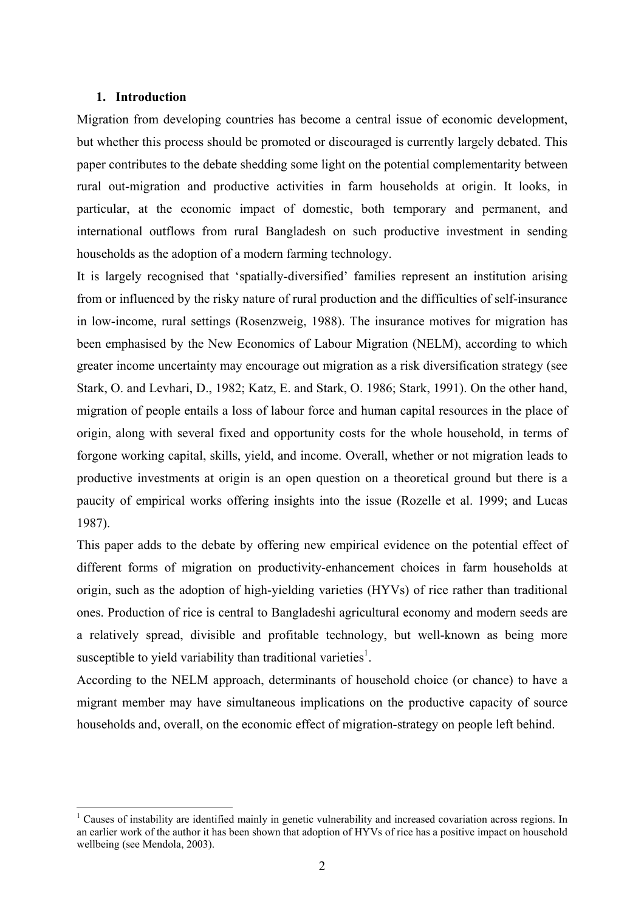## 1. Introduction

Migration from developing countries has become a central issue of economic development, but whether this process should be promoted or discouraged is currently largely debated. This paper contributes to the debate shedding some light on the potential complementarity between rural out-migration and productive activities in farm households at origin. It looks, in particular, at the economic impact of domestic, both temporary and permanent, and international outflows from rural Bangladesh on such productive investment in sending households as the adoption of a modern farming technology.

It is largely recognised that 'spatially-diversified' families represent an institution arising from or influenced by the risky nature of rural production and the difficulties of self-insurance in low-income, rural settings (Rosenzweig, 1988). The insurance motives for migration has been emphasised by the New Economics of Labour Migration (NELM), according to which greater income uncertainty may encourage out migration as a risk diversification strategy (see Stark, O. and Levhari, D., 1982; Katz, E. and Stark, O. 1986; Stark, 1991). On the other hand, migration of people entails a loss of labour force and human capital resources in the place of origin, along with several fixed and opportunity costs for the whole household, in terms of forgone working capital, skills, yield, and income. Overall, whether or not migration leads to productive investments at origin is an open question on a theoretical ground but there is a paucity of empirical works offering insights into the issue (Rozelle et al. 1999; and Lucas 1987).

This paper adds to the debate by offering new empirical evidence on the potential effect of different forms of migration on productivity-enhancement choices in farm households at origin, such as the adoption of high-yielding varieties (HYVs) of rice rather than traditional ones. Production of rice is central to Bangladeshi agricultural economy and modern seeds are a relatively spread, divisible and profitable technology, but well-known as being more susceptible to yield variability than traditional varieties[1].

According to the NELM approach, determinants of household choice (or chance) to have a migrant member may have simultaneous implications on the productive capacity of source households and, overall, on the economic effect of migration-strategy on people left behind.

---

[1] Causes of instability are identified mainly in genetic vulnerability and increased covariation across regions. In an earlier work of the author it has been shown that adoption of HYVs of rice has a positive impact on household wellbeing (see Mendola, 2003).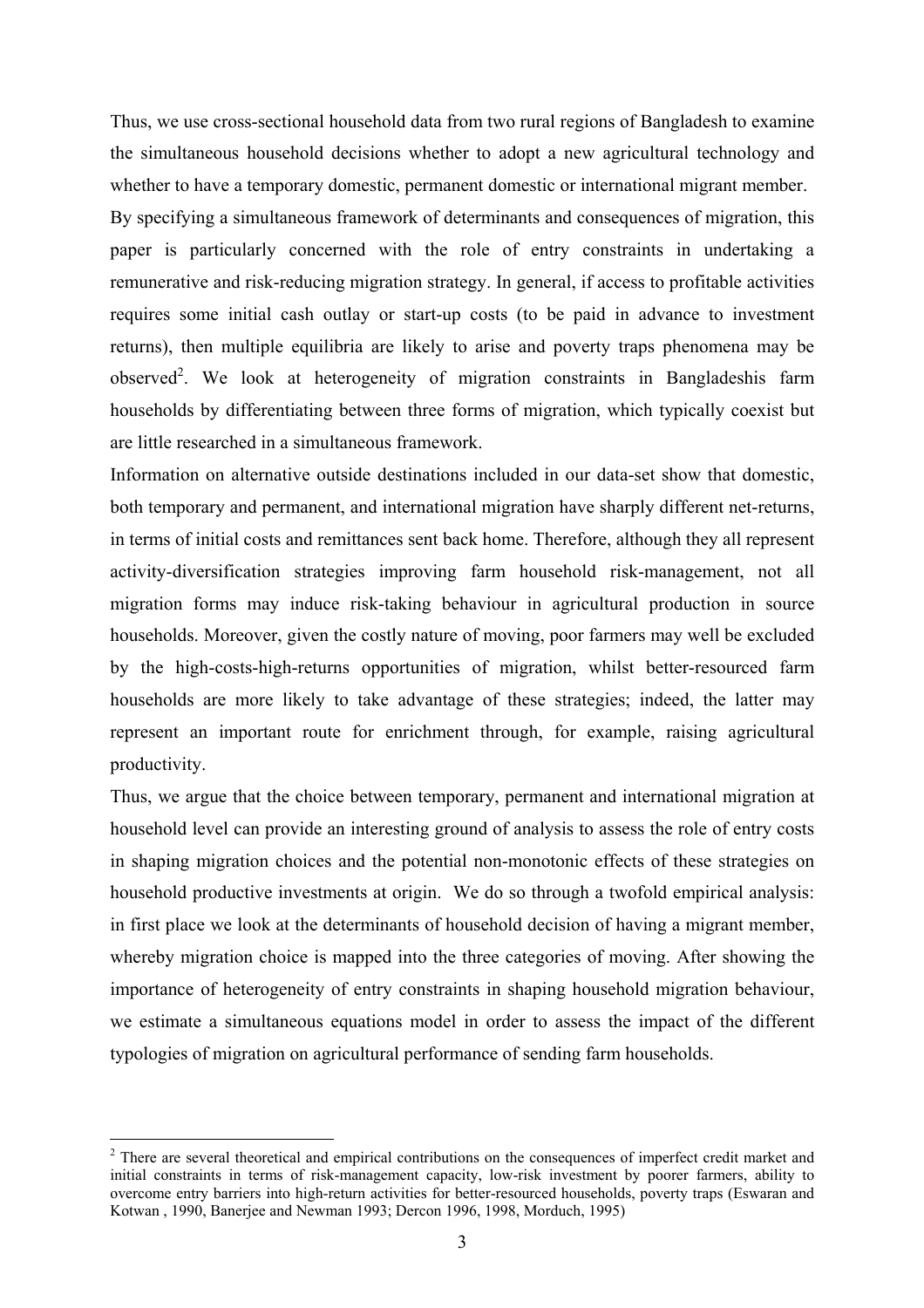Thus, we use cross-sectional household data from two rural regions of Bangladesh to examine the simultaneous household decisions whether to adopt a new agricultural technology and whether to have a temporary domestic, permanent domestic or international migrant member.

By specifying a simultaneous framework of determinants and consequences of migration, this paper is particularly concerned with the role of entry constraints in undertaking a remunerative and risk-reducing migration strategy. In general, if access to profitable activities requires some initial cash outlay or start-up costs (to be paid in advance to investment returns), then multiple equilibria are likely to arise and poverty traps phenomena may be observed[2]. We look at heterogeneity of migration constraints in Bangladeshis farm households by differentiating between three forms of migration, which typically coexist but are little researched in a simultaneous framework.

Information on alternative outside destinations included in our data-set show that domestic, both temporary and permanent, and international migration have sharply different net-returns, in terms of initial costs and remittances sent back home. Therefore, although they all represent activity-diversification strategies improving farm household risk-management, not all migration forms may induce risk-taking behaviour in agricultural production in source households. Moreover, given the costly nature of moving, poor farmers may well be excluded by the high-costs-high-returns opportunities of migration, whilst better-resourced farm households are more likely to take advantage of these strategies; indeed, the latter may represent an important route for enrichment through, for example, raising agricultural productivity.

Thus, we argue that the choice between temporary, permanent and international migration at household level can provide an interesting ground of analysis to assess the role of entry costs in shaping migration choices and the potential non-monotonic effects of these strategies on household productive investments at origin. We do so through a twofold empirical analysis: in first place we look at the determinants of household decision of having a migrant member, whereby migration choice is mapped into the three categories of moving. After showing the importance of heterogeneity of entry constraints in shaping household migration behaviour, we estimate a simultaneous equations model in order to assess the impact of the different typologies of migration on agricultural performance of sending farm households.

---

[2] There are several theoretical and empirical contributions on the consequences of imperfect credit market and initial constraints in terms of risk-management capacity, low-risk investment by poorer farmers, ability to overcome entry barriers into high-return activities for better-resourced households, poverty traps (Eswaran and Kotwan , 1990, Banerjee and Newman 1993; Dercon 1996, 1998, Morduch, 1995)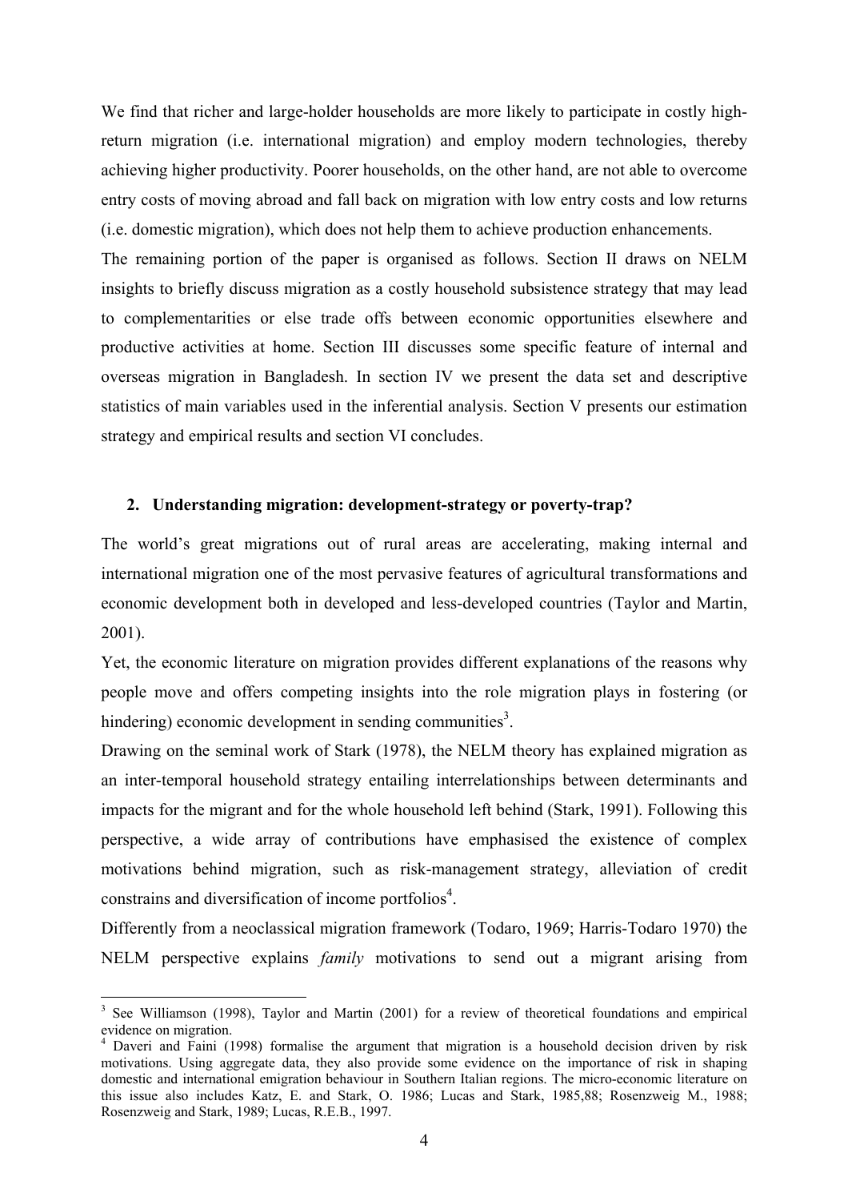We find that richer and large-holder households are more likely to participate in costly high-return migration (i.e. international migration) and employ modern technologies, thereby achieving higher productivity. Poorer households, on the other hand, are not able to overcome entry costs of moving abroad and fall back on migration with low entry costs and low returns (i.e. domestic migration), which does not help them to achieve production enhancements.

The remaining portion of the paper is organised as follows. Section II draws on NELM insights to briefly discuss migration as a costly household subsistence strategy that may lead to complementarities or else trade offs between economic opportunities elsewhere and productive activities at home. Section III discusses some specific feature of internal and overseas migration in Bangladesh. In section IV we present the data set and descriptive statistics of main variables used in the inferential analysis. Section V presents our estimation strategy and empirical results and section VI concludes.

## 2. Understanding migration: development-strategy or poverty-trap?

The world's great migrations out of rural areas are accelerating, making internal and international migration one of the most pervasive features of agricultural transformations and economic development both in developed and less-developed countries (Taylor and Martin, 2001).

Yet, the economic literature on migration provides different explanations of the reasons why people move and offers competing insights into the role migration plays in fostering (or hindering) economic development in sending communities[3].

Drawing on the seminal work of Stark (1978), the NELM theory has explained migration as an inter-temporal household strategy entailing interrelationships between determinants and impacts for the migrant and for the whole household left behind (Stark, 1991). Following this perspective, a wide array of contributions have emphasised the existence of complex motivations behind migration, such as risk-management strategy, alleviation of credit constrains and diversification of income portfolios[4].

Differently from a neoclassical migration framework (Todaro, 1969; Harris-Todaro 1970) the NELM perspective explains *family* motivations to send out a migrant arising from

---

[3] See Williamson (1998), Taylor and Martin (2001) for a review of theoretical foundations and empirical evidence on migration.

[4] Daveri and Faini (1998) formalise the argument that migration is a household decision driven by risk motivations. Using aggregate data, they also provide some evidence on the importance of risk in shaping domestic and international emigration behaviour in Southern Italian regions. The micro-economic literature on this issue also includes Katz, E. and Stark, O. 1986; Lucas and Stark, 1985,88; Rosenzweig M., 1988; Rosenzweig and Stark, 1989; Lucas, R.E.B., 1997.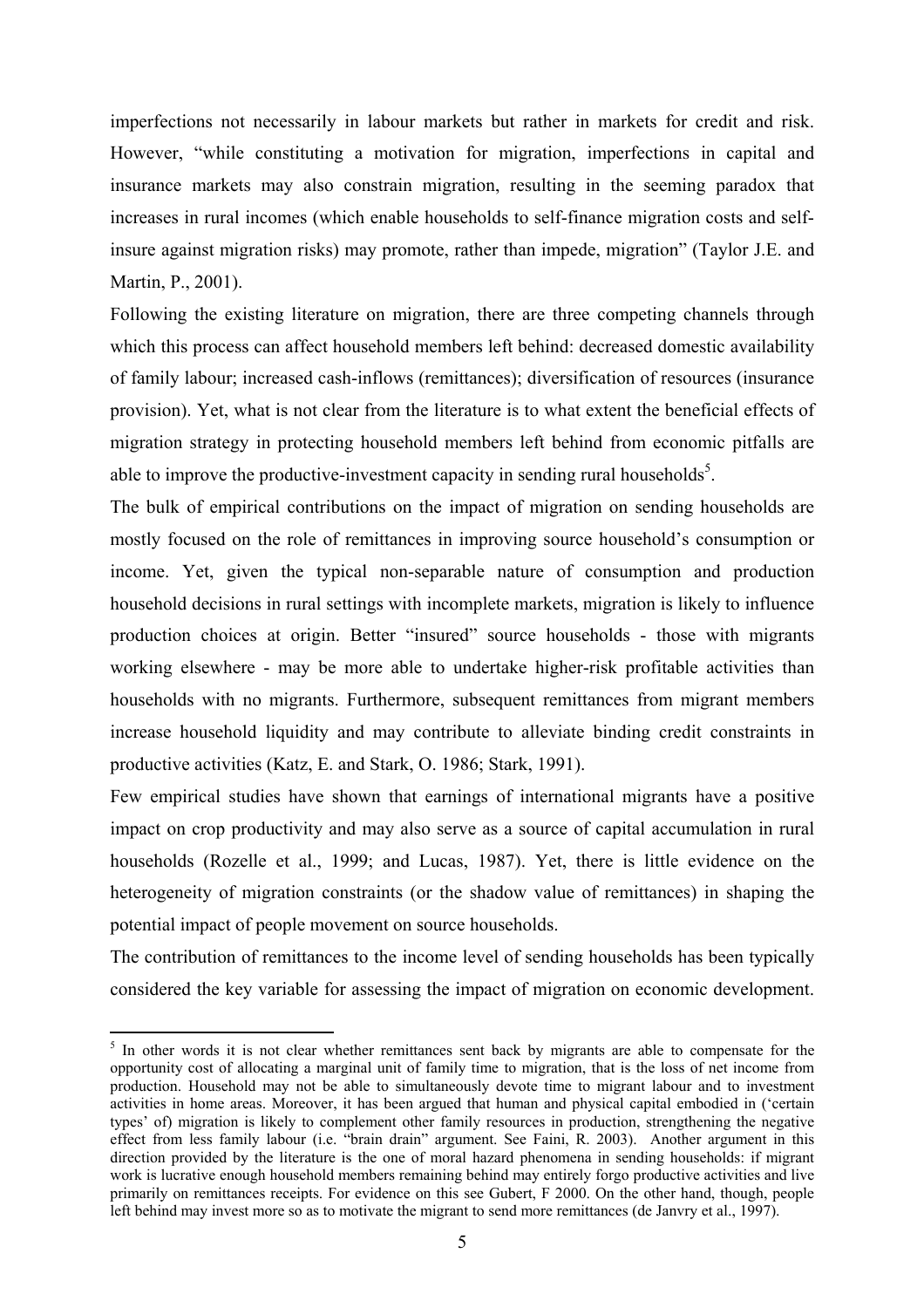imperfections not necessarily in labour markets but rather in markets for credit and risk. However, "while constituting a motivation for migration, imperfections in capital and insurance markets may also constrain migration, resulting in the seeming paradox that increases in rural incomes (which enable households to self-finance migration costs and self-insure against migration risks) may promote, rather than impede, migration" (Taylor J.E. and Martin, P., 2001).

Following the existing literature on migration, there are three competing channels through which this process can affect household members left behind: decreased domestic availability of family labour; increased cash-inflows (remittances); diversification of resources (insurance provision). Yet, what is not clear from the literature is to what extent the beneficial effects of migration strategy in protecting household members left behind from economic pitfalls are able to improve the productive-investment capacity in sending rural households[5].

The bulk of empirical contributions on the impact of migration on sending households are mostly focused on the role of remittances in improving source household's consumption or income. Yet, given the typical non-separable nature of consumption and production household decisions in rural settings with incomplete markets, migration is likely to influence production choices at origin. Better "insured" source households - those with migrants working elsewhere - may be more able to undertake higher-risk profitable activities than households with no migrants. Furthermore, subsequent remittances from migrant members increase household liquidity and may contribute to alleviate binding credit constraints in productive activities (Katz, E. and Stark, O. 1986; Stark, 1991).

Few empirical studies have shown that earnings of international migrants have a positive impact on crop productivity and may also serve as a source of capital accumulation in rural households (Rozelle et al., 1999; and Lucas, 1987). Yet, there is little evidence on the heterogeneity of migration constraints (or the shadow value of remittances) in shaping the potential impact of people movement on source households.

The contribution of remittances to the income level of sending households has been typically considered the key variable for assessing the impact of migration on economic development.

[5] In other words it is not clear whether remittances sent back by migrants are able to compensate for the opportunity cost of allocating a marginal unit of family time to migration, that is the loss of net income from production. Household may not be able to simultaneously devote time to migrant labour and to investment activities in home areas. Moreover, it has been argued that human and physical capital embodied in ('certain types' of) migration is likely to complement other family resources in production, strengthening the negative effect from less family labour (i.e. "brain drain" argument. See Faini, R. 2003). Another argument in this direction provided by the literature is the one of moral hazard phenomena in sending households: if migrant work is lucrative enough household members remaining behind may entirely forgo productive activities and live primarily on remittances receipts. For evidence on this see Gubert, F 2000. On the other hand, though, people left behind may invest more so as to motivate the migrant to send more remittances (de Janvry et al., 1997).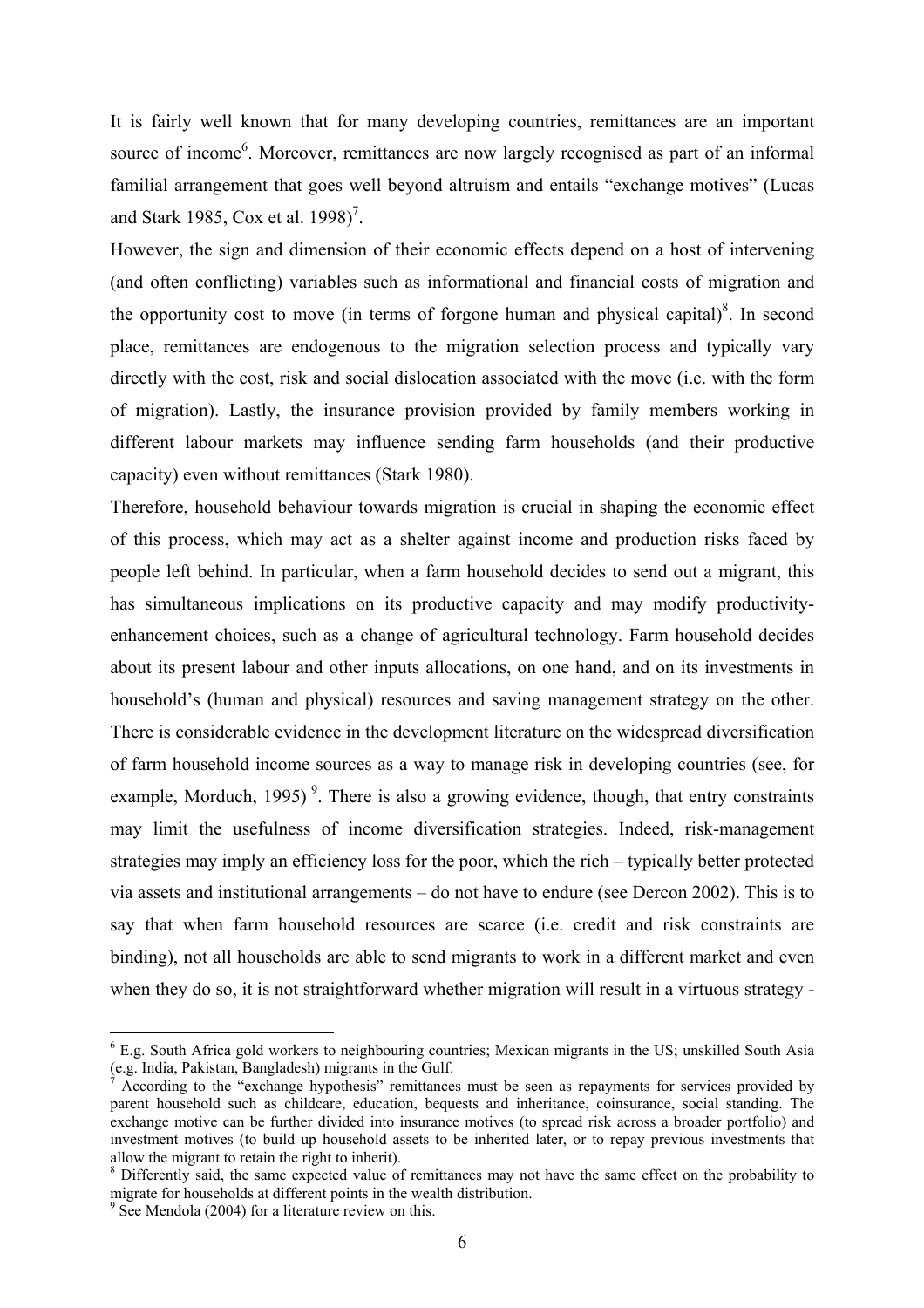It is fairly well known that for many developing countries, remittances are an important source of income[6]. Moreover, remittances are now largely recognised as part of an informal familial arrangement that goes well beyond altruism and entails "exchange motives" (Lucas and Stark 1985, Cox et al. 1998)[7].

However, the sign and dimension of their economic effects depend on a host of intervening (and often conflicting) variables such as informational and financial costs of migration and the opportunity cost to move (in terms of forgone human and physical capital)[8]. In second place, remittances are endogenous to the migration selection process and typically vary directly with the cost, risk and social dislocation associated with the move (i.e. with the form of migration). Lastly, the insurance provision provided by family members working in different labour markets may influence sending farm households (and their productive capacity) even without remittances (Stark 1980).

Therefore, household behaviour towards migration is crucial in shaping the economic effect of this process, which may act as a shelter against income and production risks faced by people left behind. In particular, when a farm household decides to send out a migrant, this has simultaneous implications on its productive capacity and may modify productivity-enhancement choices, such as a change of agricultural technology. Farm household decides about its present labour and other inputs allocations, on one hand, and on its investments in household's (human and physical) resources and saving management strategy on the other. There is considerable evidence in the development literature on the widespread diversification of farm household income sources as a way to manage risk in developing countries (see, for example, Morduch, 1995) [9]. There is also a growing evidence, though, that entry constraints may limit the usefulness of income diversification strategies. Indeed, risk-management strategies may imply an efficiency loss for the poor, which the rich – typically better protected via assets and institutional arrangements – do not have to endure (see Dercon 2002). This is to say that when farm household resources are scarce (i.e. credit and risk constraints are binding), not all households are able to send migrants to work in a different market and even when they do so, it is not straightforward whether migration will result in a virtuous strategy -

---

[6] E.g. South Africa gold workers to neighbouring countries; Mexican migrants in the US; unskilled South Asia (e.g. India, Pakistan, Bangladesh) migrants in the Gulf.

[7] According to the "exchange hypothesis" remittances must be seen as repayments for services provided by parent household such as childcare, education, bequests and inheritance, coinsurance, social standing. The exchange motive can be further divided into insurance motives (to spread risk across a broader portfolio) and investment motives (to build up household assets to be inherited later, or to repay previous investments that allow the migrant to retain the right to inherit).

[8] Differently said, the same expected value of remittances may not have the same effect on the probability to migrate for households at different points in the wealth distribution.

[9] See Mendola (2004) for a literature review on this.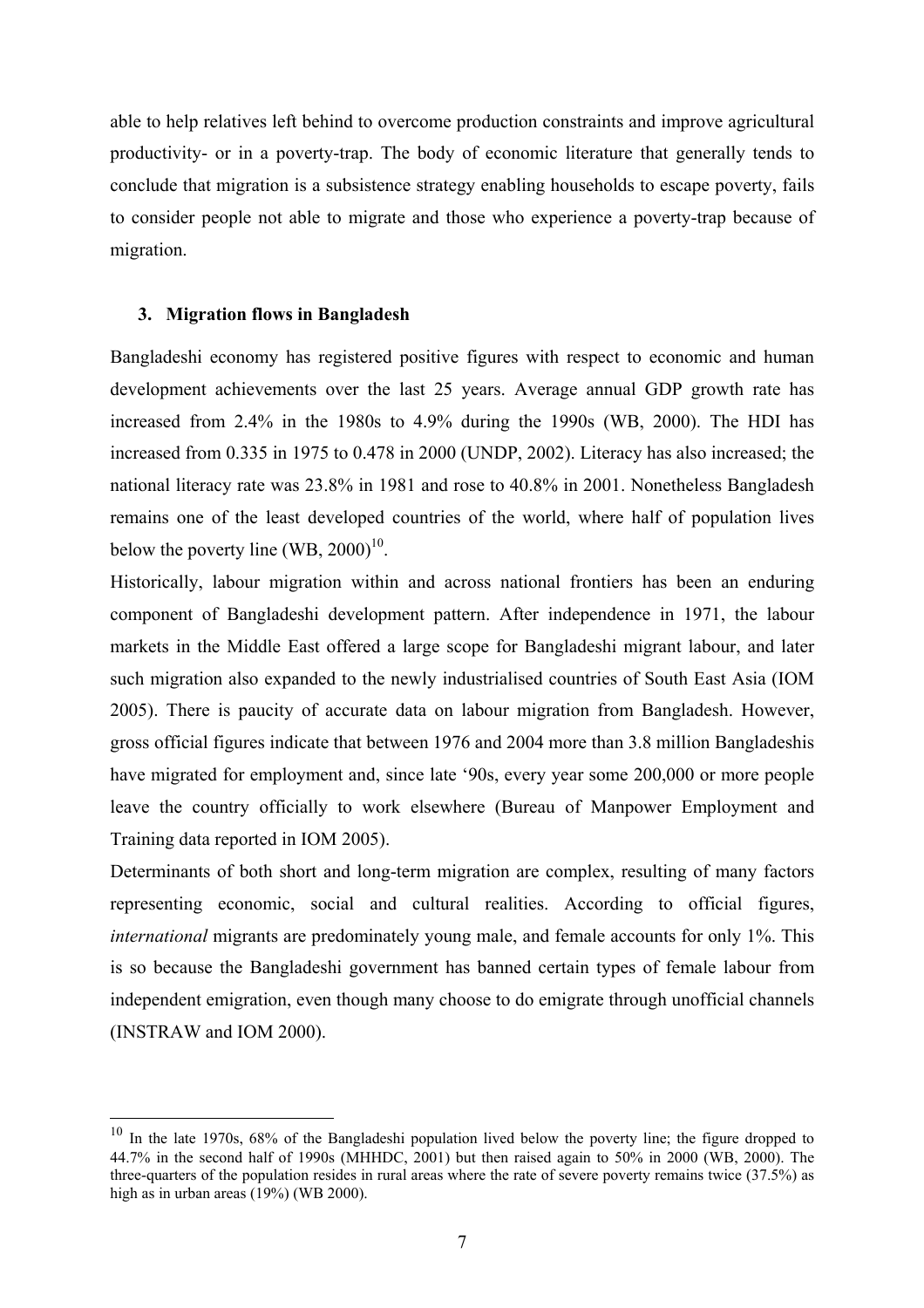able to help relatives left behind to overcome production constraints and improve agricultural productivity- or in a poverty-trap. The body of economic literature that generally tends to conclude that migration is a subsistence strategy enabling households to escape poverty, fails to consider people not able to migrate and those who experience a poverty-trap because of migration.

### 3. Migration flows in Bangladesh

Bangladeshi economy has registered positive figures with respect to economic and human development achievements over the last 25 years. Average annual GDP growth rate has increased from 2.4% in the 1980s to 4.9% during the 1990s (WB, 2000). The HDI has increased from 0.335 in 1975 to 0.478 in 2000 (UNDP, 2002). Literacy has also increased; the national literacy rate was 23.8% in 1981 and rose to 40.8% in 2001. Nonetheless Bangladesh remains one of the least developed countries of the world, where half of population lives below the poverty line (WB, 2000)[10].

Historically, labour migration within and across national frontiers has been an enduring component of Bangladeshi development pattern. After independence in 1971, the labour markets in the Middle East offered a large scope for Bangladeshi migrant labour, and later such migration also expanded to the newly industrialised countries of South East Asia (IOM 2005). There is paucity of accurate data on labour migration from Bangladesh. However, gross official figures indicate that between 1976 and 2004 more than 3.8 million Bangladeshis have migrated for employment and, since late '90s, every year some 200,000 or more people leave the country officially to work elsewhere (Bureau of Manpower Employment and Training data reported in IOM 2005).

Determinants of both short and long-term migration are complex, resulting of many factors representing economic, social and cultural realities. According to official figures, *international* migrants are predominately young male, and female accounts for only 1%. This is so because the Bangladeshi government has banned certain types of female labour from independent emigration, even though many choose to do emigrate through unofficial channels (INSTRAW and IOM 2000).

---

[10] In the late 1970s, 68% of the Bangladeshi population lived below the poverty line; the figure dropped to 44.7% in the second half of 1990s (MHHDC, 2001) but then raised again to 50% in 2000 (WB, 2000). The three-quarters of the population resides in rural areas where the rate of severe poverty remains twice (37.5%) as high as in urban areas (19%) (WB 2000).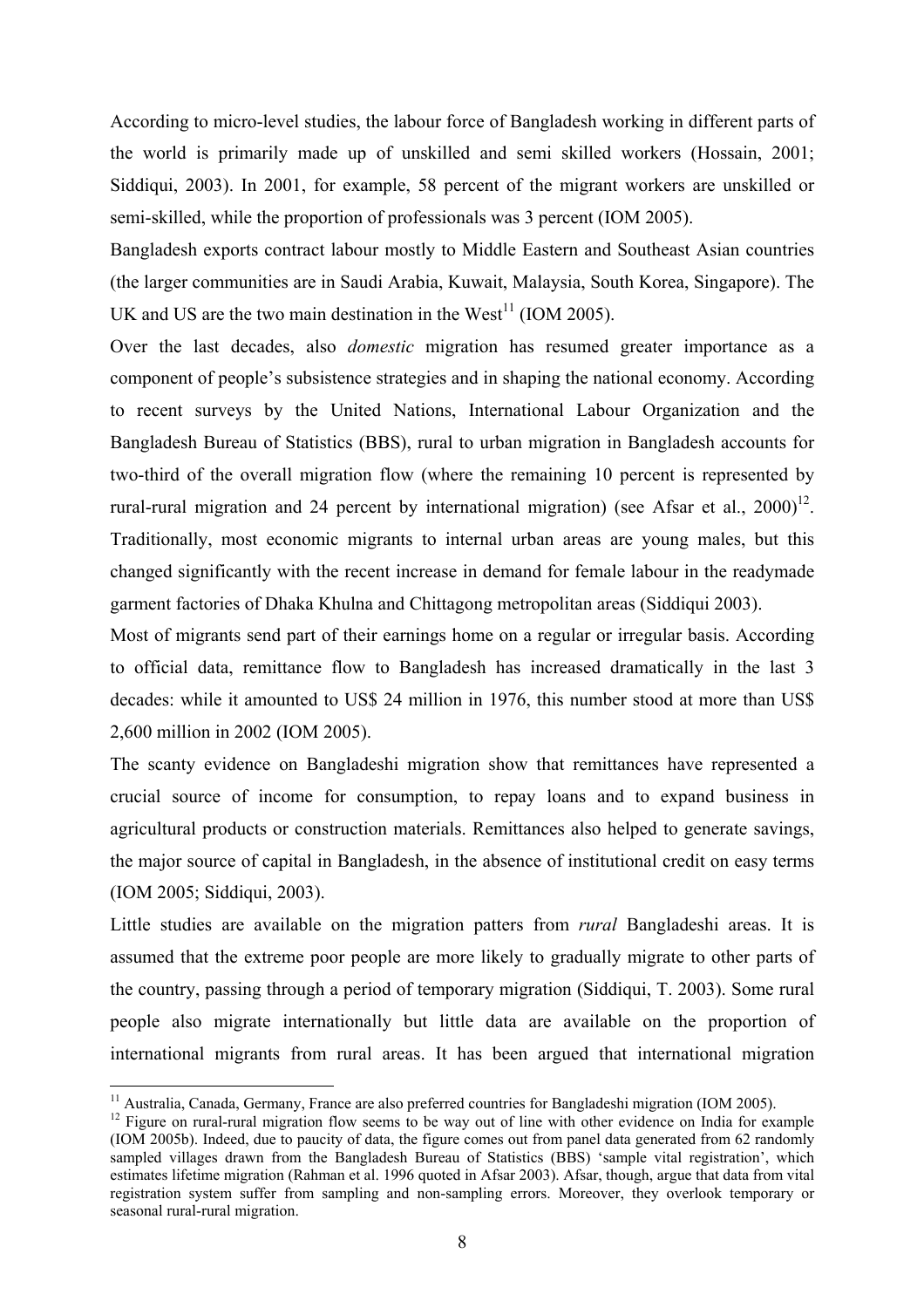According to micro-level studies, the labour force of Bangladesh working in different parts of the world is primarily made up of unskilled and semi skilled workers (Hossain, 2001; Siddiqui, 2003). In 2001, for example, 58 percent of the migrant workers are unskilled or semi-skilled, while the proportion of professionals was 3 percent (IOM 2005).

Bangladesh exports contract labour mostly to Middle Eastern and Southeast Asian countries (the larger communities are in Saudi Arabia, Kuwait, Malaysia, South Korea, Singapore). The UK and US are the two main destination in the West[11] (IOM 2005).

Over the last decades, also *domestic* migration has resumed greater importance as a component of people's subsistence strategies and in shaping the national economy. According to recent surveys by the United Nations, International Labour Organization and the Bangladesh Bureau of Statistics (BBS), rural to urban migration in Bangladesh accounts for two-third of the overall migration flow (where the remaining 10 percent is represented by rural-rural migration and 24 percent by international migration) (see Afsar et al., 2000)[12]. Traditionally, most economic migrants to internal urban areas are young males, but this changed significantly with the recent increase in demand for female labour in the readymade garment factories of Dhaka Khulna and Chittagong metropolitan areas (Siddiqui 2003).

Most of migrants send part of their earnings home on a regular or irregular basis. According to official data, remittance flow to Bangladesh has increased dramatically in the last 3 decades: while it amounted to US$ 24 million in 1976, this number stood at more than US$ 2,600 million in 2002 (IOM 2005).

The scanty evidence on Bangladeshi migration show that remittances have represented a crucial source of income for consumption, to repay loans and to expand business in agricultural products or construction materials. Remittances also helped to generate savings, the major source of capital in Bangladesh, in the absence of institutional credit on easy terms (IOM 2005; Siddiqui, 2003).

Little studies are available on the migration patters from *rural* Bangladeshi areas. It is assumed that the extreme poor people are more likely to gradually migrate to other parts of the country, passing through a period of temporary migration (Siddiqui, T. 2003). Some rural people also migrate internationally but little data are available on the proportion of international migrants from rural areas. It has been argued that international migration

---

[11] Australia, Canada, Germany, France are also preferred countries for Bangladeshi migration (IOM 2005).

[12] Figure on rural-rural migration flow seems to be way out of line with other evidence on India for example (IOM 2005b). Indeed, due to paucity of data, the figure comes out from panel data generated from 62 randomly sampled villages drawn from the Bangladesh Bureau of Statistics (BBS) 'sample vital registration', which estimates lifetime migration (Rahman et al. 1996 quoted in Afsar 2003). Afsar, though, argue that data from vital registration system suffer from sampling and non-sampling errors. Moreover, they overlook temporary or seasonal rural-rural migration.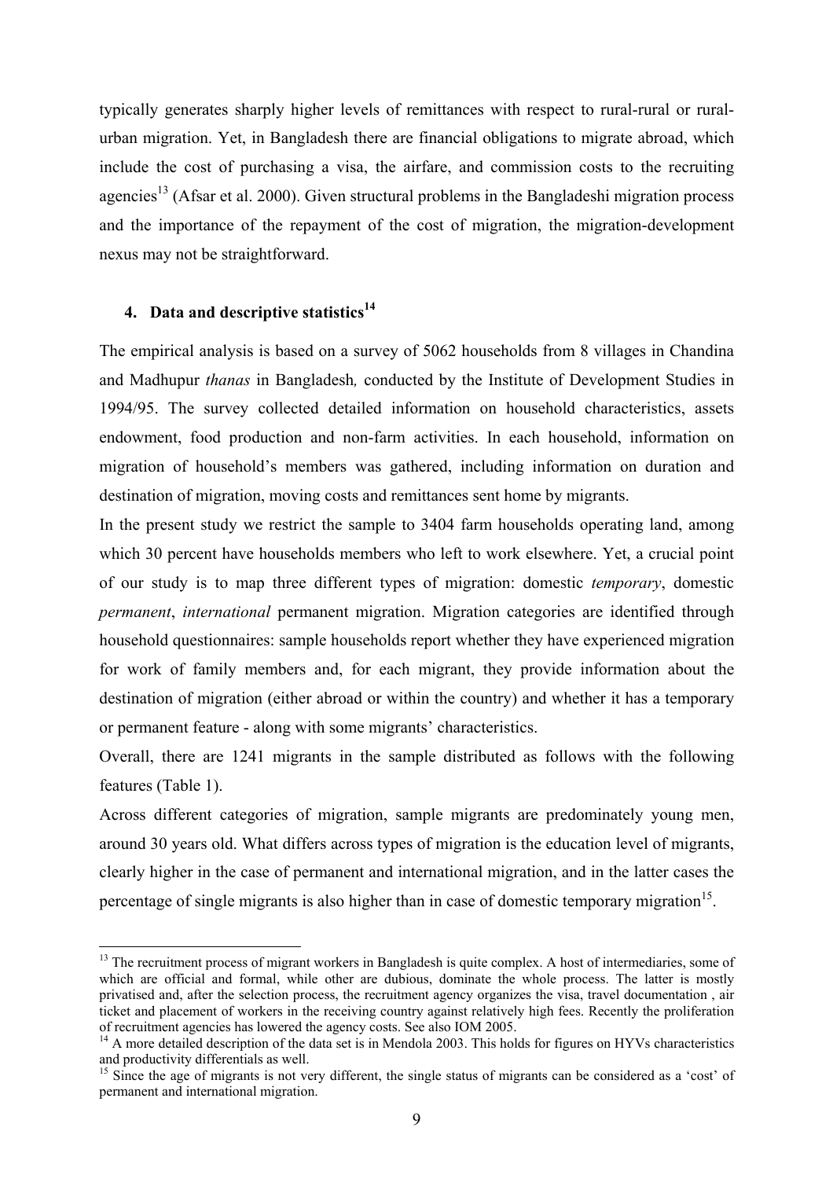typically generates sharply higher levels of remittances with respect to rural-rural or rural-urban migration. Yet, in Bangladesh there are financial obligations to migrate abroad, which include the cost of purchasing a visa, the airfare, and commission costs to the recruiting agencies[13] (Afsar et al. 2000). Given structural problems in the Bangladeshi migration process and the importance of the repayment of the cost of migration, the migration-development nexus may not be straightforward.

## 4. Data and descriptive statistics[14]

The empirical analysis is based on a survey of 5062 households from 8 villages in Chandina and Madhupur *thanas* in Bangladesh*,* conducted by the Institute of Development Studies in 1994/95. The survey collected detailed information on household characteristics, assets endowment, food production and non-farm activities. In each household, information on migration of household's members was gathered, including information on duration and destination of migration, moving costs and remittances sent home by migrants.

In the present study we restrict the sample to 3404 farm households operating land, among which 30 percent have households members who left to work elsewhere. Yet, a crucial point of our study is to map three different types of migration: domestic *temporary*, domestic *permanent*, *international* permanent migration. Migration categories are identified through household questionnaires: sample households report whether they have experienced migration for work of family members and, for each migrant, they provide information about the destination of migration (either abroad or within the country) and whether it has a temporary or permanent feature - along with some migrants' characteristics.

Overall, there are 1241 migrants in the sample distributed as follows with the following features (Table 1).

Across different categories of migration, sample migrants are predominately young men, around 30 years old. What differs across types of migration is the education level of migrants, clearly higher in the case of permanent and international migration, and in the latter cases the percentage of single migrants is also higher than in case of domestic temporary migration[15].

---

[13] The recruitment process of migrant workers in Bangladesh is quite complex. A host of intermediaries, some of which are official and formal, while other are dubious, dominate the whole process. The latter is mostly privatised and, after the selection process, the recruitment agency organizes the visa, travel documentation , air ticket and placement of workers in the receiving country against relatively high fees. Recently the proliferation of recruitment agencies has lowered the agency costs. See also IOM 2005.

[14] A more detailed description of the data set is in Mendola 2003. This holds for figures on HYVs characteristics and productivity differentials as well.

[15] Since the age of migrants is not very different, the single status of migrants can be considered as a 'cost' of permanent and international migration.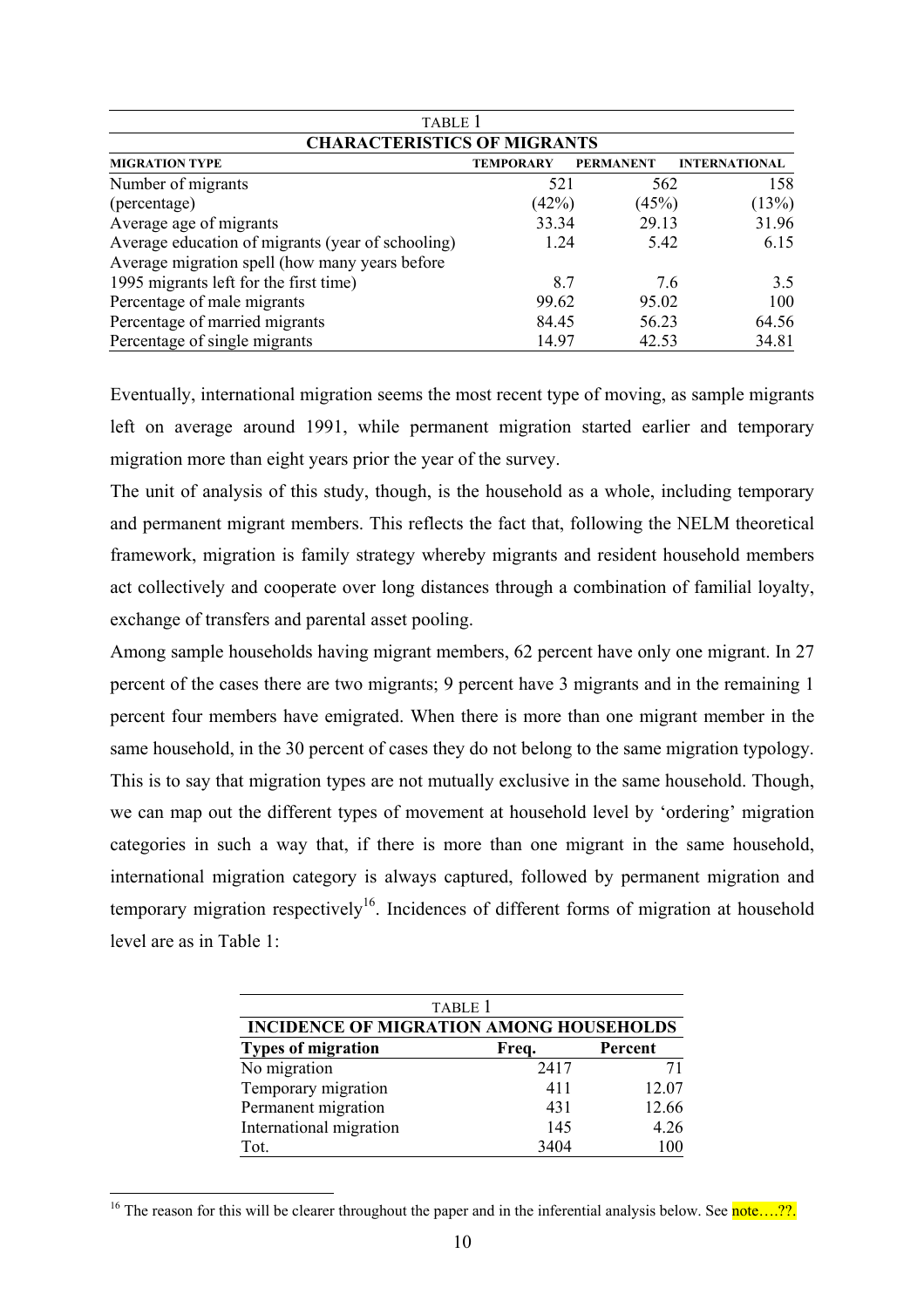| TABLE 1 | | | |
|---|---|---|---|
| **CHARACTERISTICS OF MIGRANTS** | | | |
| **MIGRATION TYPE** | **TEMPORARY** | **PERMANENT** | **INTERNATIONAL** |
| Number of migrants | 521 | 562 | 158 |
| (percentage) | (42%) | (45%) | (13%) |
| Average age of migrants | 33.34 | 29.13 | 31.96 |
| Average education of migrants (year of schooling) | 1.24 | 5.42 | 6.15 |
| Average migration spell (how many years before 1995 migrants left for the first time) | 8.7 | 7.6 | 3.5 |
| Percentage of male migrants | 99.62 | 95.02 | 100 |
| Percentage of married migrants | 84.45 | 56.23 | 64.56 |
| Percentage of single migrants | 14.97 | 42.53 | 34.81 |

Eventually, international migration seems the most recent type of moving, as sample migrants left on average around 1991, while permanent migration started earlier and temporary migration more than eight years prior the year of the survey.

The unit of analysis of this study, though, is the household as a whole, including temporary and permanent migrant members. This reflects the fact that, following the NELM theoretical framework, migration is family strategy whereby migrants and resident household members act collectively and cooperate over long distances through a combination of familial loyalty, exchange of transfers and parental asset pooling.

Among sample households having migrant members, 62 percent have only one migrant. In 27 percent of the cases there are two migrants; 9 percent have 3 migrants and in the remaining 1 percent four members have emigrated. When there is more than one migrant member in the same household, in the 30 percent of cases they do not belong to the same migration typology. This is to say that migration types are not mutually exclusive in the same household. Though, we can map out the different types of movement at household level by 'ordering' migration categories in such a way that, if there is more than one migrant in the same household, international migration category is always captured, followed by permanent migration and temporary migration respectively[16]. Incidences of different forms of migration at household level are as in Table 1:

| TABLE 1 | | |
|---|---|---|
| **INCIDENCE OF MIGRATION AMONG HOUSEHOLDS** | | |
| **Types of migration** | **Freq.** | **Percent** |
| No migration | 2417 | 71 |
| Temporary migration | 411 | 12.07 |
| Permanent migration | 431 | 12.66 |
| International migration | 145 | 4.26 |
| Tot. | 3404 | 100 |

[16] The reason for this will be clearer throughout the paper and in the inferential analysis below. See note….??.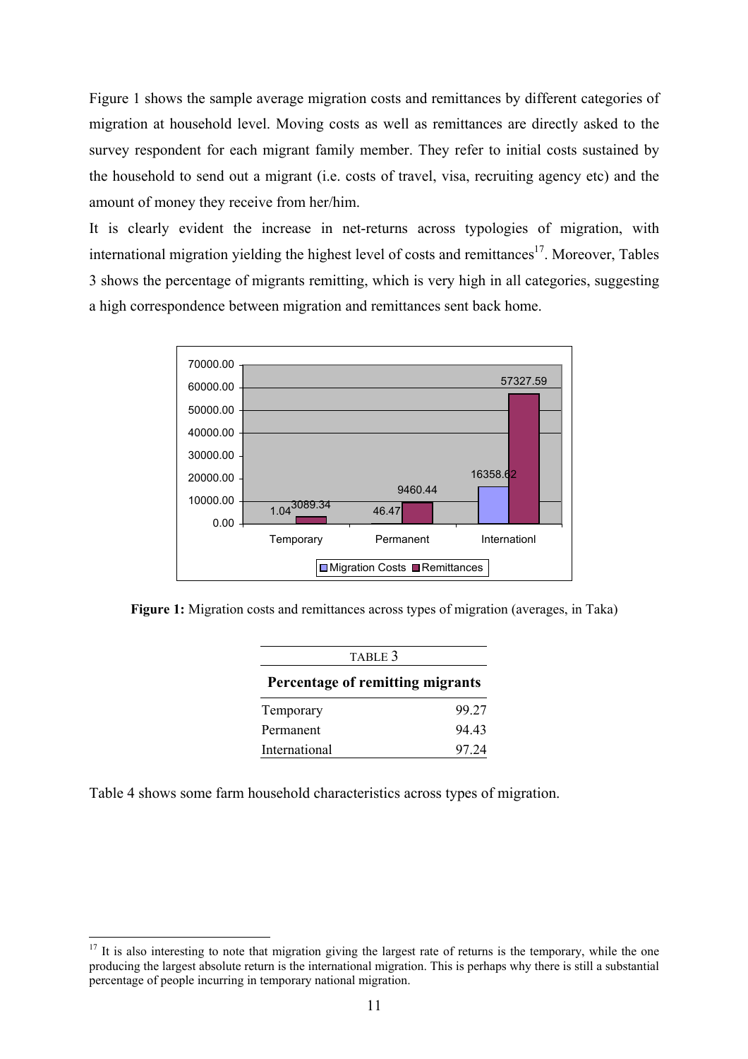Figure 1 shows the sample average migration costs and remittances by different categories of migration at household level. Moving costs as well as remittances are directly asked to the survey respondent for each migrant family member. They refer to initial costs sustained by the household to send out a migrant (i.e. costs of travel, visa, recruiting agency etc) and the amount of money they receive from her/him.

It is clearly evident the increase in net-returns across typologies of migration, with international migration yielding the highest level of costs and remittances[17]. Moreover, Tables 3 shows the percentage of migrants remitting, which is very high in all categories, suggesting a high correspondence between migration and remittances sent back home.

| | Migration Costs | Remittances |
|---|---|---|
| Temporary | 1.04 | 3089.34 |
| Permanent | 46.47 | 9460.44 |
| Internationl | 16358.62 | 57327.59 |

**Figure 1:** Migration costs and remittances across types of migration (averages, in Taka)

TABLE 3

**Percentage of remitting migrants**

| | |
|---|---|
| Temporary | 99.27 |
| Permanent | 94.43 |
| International | 97.24 |

Table 4 shows some farm household characteristics across types of migration.

[17] It is also interesting to note that migration giving the largest rate of returns is the temporary, while the one producing the largest absolute return is the international migration. This is perhaps why there is still a substantial percentage of people incurring in temporary national migration.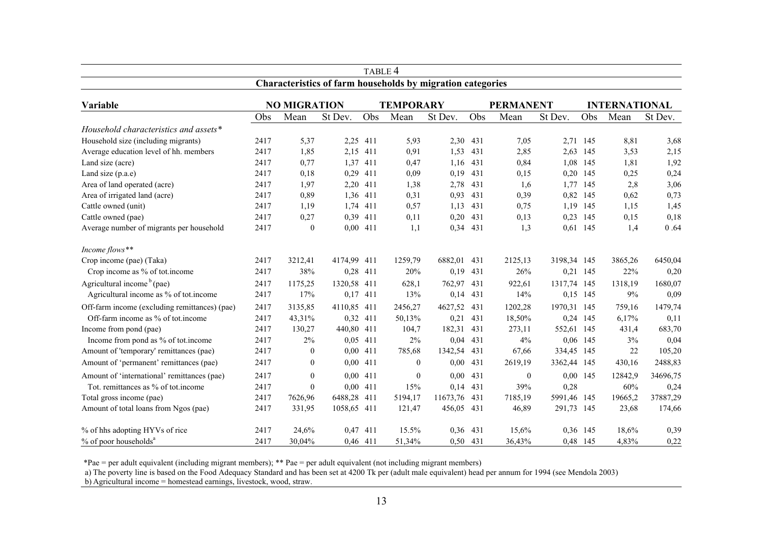TABLE 4

**Characteristics of farm households by migration categories**

| Variable | NO MIGRATION | | | TEMPORARY | | | PERMANENT | | | INTERNATIONAL | | |
|---|---|---|---|---|---|---|---|---|---|---|---|---|
| | Obs | Mean | St Dev. | Obs | Mean | St Dev. | Obs | Mean | St Dev. | Obs | Mean | St Dev. |
| *Household characteristics and assets\** | | | | | | | | | | | | |
| Household size (including migrants) | 2417 | 5,37 | 2,25 | 411 | 5,93 | 2,30 | 431 | 7,05 | 2,71 | 145 | 8,81 | 3,68 |
| Average education level of hh. members | 2417 | 1,85 | 2,15 | 411 | 0,91 | 1,53 | 431 | 2,85 | 2,63 | 145 | 3,53 | 2,15 |
| Land size (acre) | 2417 | 0,77 | 1,37 | 411 | 0,47 | 1,16 | 431 | 0,84 | 1,08 | 145 | 1,81 | 1,92 |
| Land size (p.a.e) | 2417 | 0,18 | 0,29 | 411 | 0,09 | 0,19 | 431 | 0,15 | 0,20 | 145 | 0,25 | 0,24 |
| Area of land operated (acre) | 2417 | 1,97 | 2,20 | 411 | 1,38 | 2,78 | 431 | 1,6 | 1,77 | 145 | 2,8 | 3,06 |
| Area of irrigated land (acre) | 2417 | 0,89 | 1,36 | 411 | 0,31 | 0,93 | 431 | 0,39 | 0,82 | 145 | 0,62 | 0,73 |
| Cattle owned (unit) | 2417 | 1,19 | 1,74 | 411 | 0,57 | 1,13 | 431 | 0,75 | 1,19 | 145 | 1,15 | 1,45 |
| Cattle owned (pae) | 2417 | 0,27 | 0,39 | 411 | 0,11 | 0,20 | 431 | 0,13 | 0,23 | 145 | 0,15 | 0,18 |
| Average number of migrants per household | 2417 | 0 | 0,00 | 411 | 1,1 | 0,34 | 431 | 1,3 | 0,61 | 145 | 1,4 | 0 .64 |
| *Income flows\*\** | | | | | | | | | | | | |
| Crop income (pae) (Taka) | 2417 | 3212,41 | 4174,99 | 411 | 1259,79 | 6882,01 | 431 | 2125,13 | 3198,34 | 145 | 3865,26 | 6450,04 |
| Crop income as % of tot.income | 2417 | 38% | 0,28 | 411 | 20% | 0,19 | 431 | 26% | 0,21 | 145 | 22% | 0,20 |
| Agricultural income [b] (pae) | 2417 | 1175,25 | 1320,58 | 411 | 628,1 | 762,97 | 431 | 922,61 | 1317,74 | 145 | 1318,19 | 1680,07 |
| Agricultural income as % of tot.income | 2417 | 17% | 0,17 | 411 | 13% | 0,14 | 431 | 14% | 0,15 | 145 | 9% | 0,09 |
| Off-farm income (excluding remittances) (pae) | 2417 | 3135,85 | 4110,85 | 411 | 2456,27 | 4627,52 | 431 | 1202,28 | 1970,31 | 145 | 759,16 | 1479,74 |
| Off-farm income as % of tot.income | 2417 | 43,31% | 0,32 | 411 | 50,13% | 0,21 | 431 | 18,50% | 0,24 | 145 | 6,17% | 0,11 |
| Income from pond (pae) | 2417 | 130,27 | 440,80 | 411 | 104,7 | 182,31 | 431 | 273,11 | 552,61 | 145 | 431,4 | 683,70 |
| Income from pond as % of tot.income | 2417 | 2% | 0,05 | 411 | 2% | 0,04 | 431 | 4% | 0,06 | 145 | 3% | 0,04 |
| Amount of 'temporary' remittances (pae) | 2417 | 0 | 0,00 | 411 | 785,68 | 1342,54 | 431 | 67,66 | 334,45 | 145 | 22 | 105,20 |
| Amount of 'permanent' remittances (pae) | 2417 | 0 | 0,00 | 411 | 0 | 0,00 | 431 | 2619,19 | 3362,44 | 145 | 430,16 | 2488,83 |
| Amount of 'international' remittances (pae) | 2417 | 0 | 0,00 | 411 | 0 | 0,00 | 431 | 0 | 0,00 | 145 | 12842,9 | 34696,75 |
| Tot. remittances as % of tot.income | 2417 | 0 | 0,00 | 411 | 15% | 0,14 | 431 | 39% | 0,28 | | 60% | 0,24 |
| Total gross income (pae) | 2417 | 7626,96 | 6488,28 | 411 | 5194,17 | 11673,76 | 431 | 7185,19 | 5991,46 | 145 | 19665,2 | 37887,29 |
| Amount of total loans from Ngos (pae) | 2417 | 331,95 | 1058,65 | 411 | 121,47 | 456,05 | 431 | 46,89 | 291,73 | 145 | 23,68 | 174,66 |
| % of hhs adopting HYVs of rice | 2417 | 24,6% | 0,47 | 411 | 15.5% | 0,36 | 431 | 15,6% | 0,36 | 145 | 18,6% | 0,39 |
| % of poor households[a] | 2417 | 30,04% | 0,46 | 411 | 51,34% | 0,50 | 431 | 36,43% | 0,48 | 145 | 4,83% | 0,22 |

\*Pae = per adult equivalent (including migrant members); \*\* Pae = per adult equivalent (not including migrant members)

a) The poverty line is based on the Food Adequacy Standard and has been set at 4200 Tk per (adult male equivalent) head per annum for 1994 (see Mendola 2003)

b) Agricultural income = homestead earnings, livestock, wood, straw.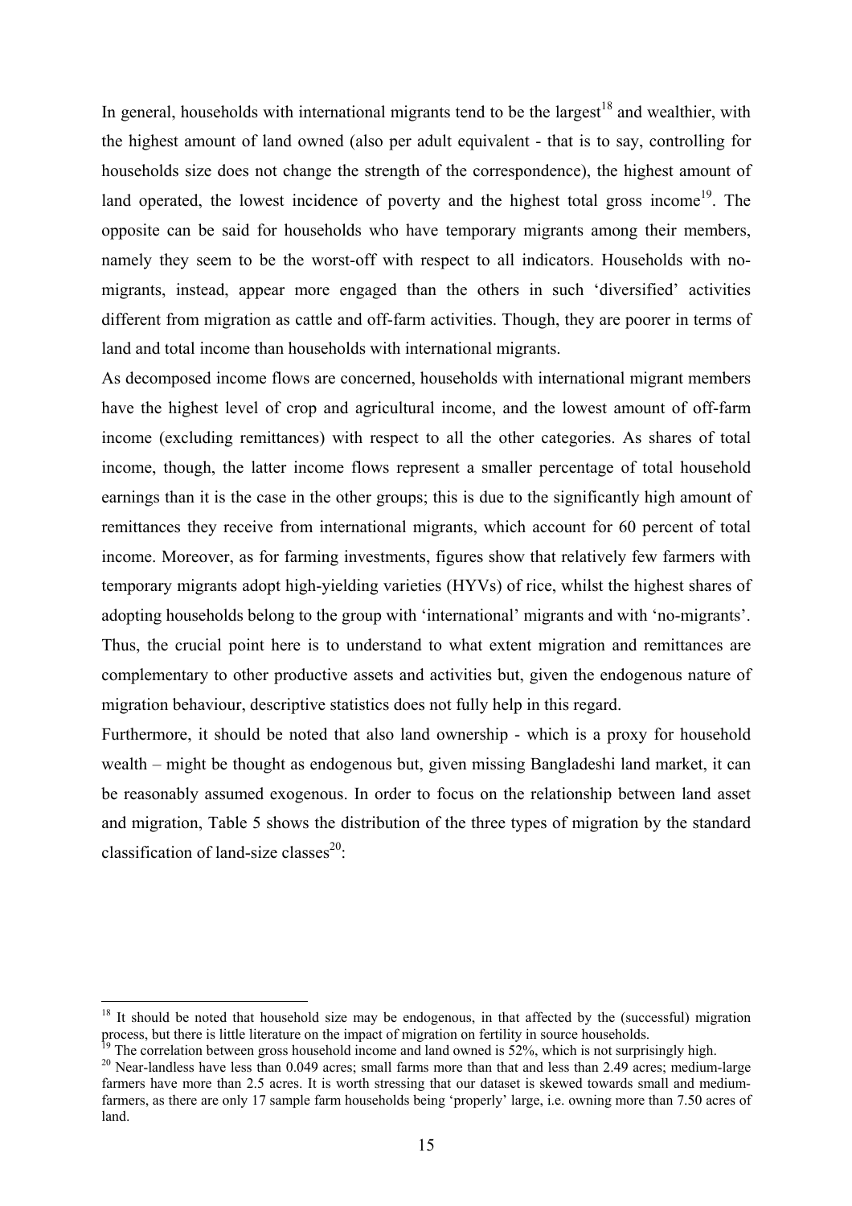In general, households with international migrants tend to be the largest[18] and wealthier, with the highest amount of land owned (also per adult equivalent - that is to say, controlling for households size does not change the strength of the correspondence), the highest amount of land operated, the lowest incidence of poverty and the highest total gross income[19]. The opposite can be said for households who have temporary migrants among their members, namely they seem to be the worst-off with respect to all indicators. Households with no-migrants, instead, appear more engaged than the others in such 'diversified' activities different from migration as cattle and off-farm activities. Though, they are poorer in terms of land and total income than households with international migrants.

As decomposed income flows are concerned, households with international migrant members have the highest level of crop and agricultural income, and the lowest amount of off-farm income (excluding remittances) with respect to all the other categories. As shares of total income, though, the latter income flows represent a smaller percentage of total household earnings than it is the case in the other groups; this is due to the significantly high amount of remittances they receive from international migrants, which account for 60 percent of total income. Moreover, as for farming investments, figures show that relatively few farmers with temporary migrants adopt high-yielding varieties (HYVs) of rice, whilst the highest shares of adopting households belong to the group with 'international' migrants and with 'no-migrants'. Thus, the crucial point here is to understand to what extent migration and remittances are complementary to other productive assets and activities but, given the endogenous nature of migration behaviour, descriptive statistics does not fully help in this regard.

Furthermore, it should be noted that also land ownership - which is a proxy for household wealth – might be thought as endogenous but, given missing Bangladeshi land market, it can be reasonably assumed exogenous. In order to focus on the relationship between land asset and migration, Table 5 shows the distribution of the three types of migration by the standard classification of land-size classes[20]:

---

[18] It should be noted that household size may be endogenous, in that affected by the (successful) migration process, but there is little literature on the impact of migration on fertility in source households.

[19] The correlation between gross household income and land owned is 52%, which is not surprisingly high.

[20] Near-landless have less than 0.049 acres; small farms more than that and less than 2.49 acres; medium-large farmers have more than 2.5 acres. It is worth stressing that our dataset is skewed towards small and medium-farmers, as there are only 17 sample farm households being 'properly' large, i.e. owning more than 7.50 acres of land.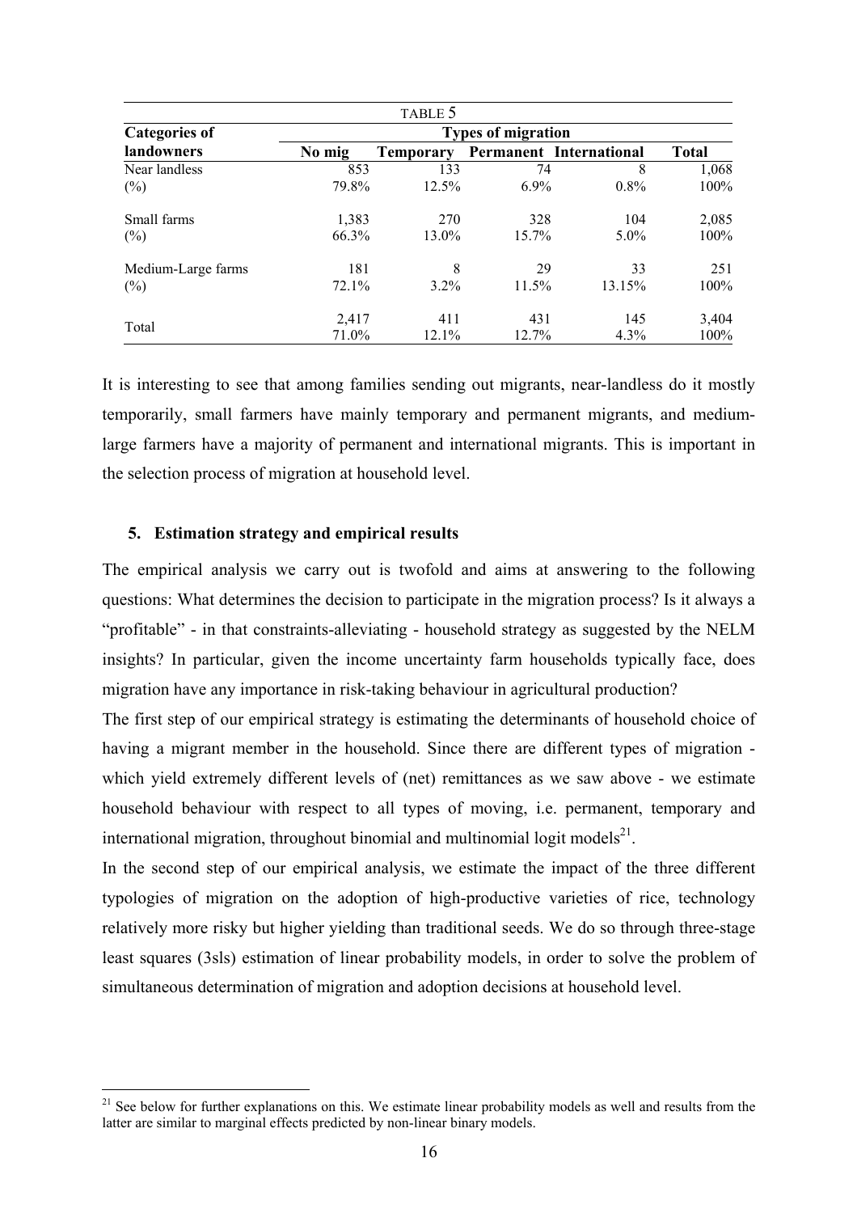TABLE 5

| Categories of landowners | Types of migration | | | | |
|---|---|---|---|---|---|
| | No mig | Temporary | Permanent | International | Total |
| Near landless | 853 | 133 | 74 | 8 | 1,068 |
| (%) | 79.8% | 12.5% | 6.9% | 0.8% | 100% |
| Small farms | 1,383 | 270 | 328 | 104 | 2,085 |
| (%) | 66.3% | 13.0% | 15.7% | 5.0% | 100% |
| Medium-Large farms | 181 | 8 | 29 | 33 | 251 |
| (%) | 72.1% | 3.2% | 11.5% | 13.15% | 100% |
| Total | 2,417 | 411 | 431 | 145 | 3,404 |
| | 71.0% | 12.1% | 12.7% | 4.3% | 100% |

It is interesting to see that among families sending out migrants, near-landless do it mostly temporarily, small farmers have mainly temporary and permanent migrants, and medium-large farmers have a majority of permanent and international migrants. This is important in the selection process of migration at household level.

## 5. Estimation strategy and empirical results

The empirical analysis we carry out is twofold and aims at answering to the following questions: What determines the decision to participate in the migration process? Is it always a "profitable" - in that constraints-alleviating - household strategy as suggested by the NELM insights? In particular, given the income uncertainty farm households typically face, does migration have any importance in risk-taking behaviour in agricultural production?

The first step of our empirical strategy is estimating the determinants of household choice of having a migrant member in the household. Since there are different types of migration - which yield extremely different levels of (net) remittances as we saw above - we estimate household behaviour with respect to all types of moving, i.e. permanent, temporary and international migration, throughout binomial and multinomial logit models[21].

In the second step of our empirical analysis, we estimate the impact of the three different typologies of migration on the adoption of high-productive varieties of rice, technology relatively more risky but higher yielding than traditional seeds. We do so through three-stage least squares (3sls) estimation of linear probability models, in order to solve the problem of simultaneous determination of migration and adoption decisions at household level.

[21] See below for further explanations on this. We estimate linear probability models as well and results from the latter are similar to marginal effects predicted by non-linear binary models.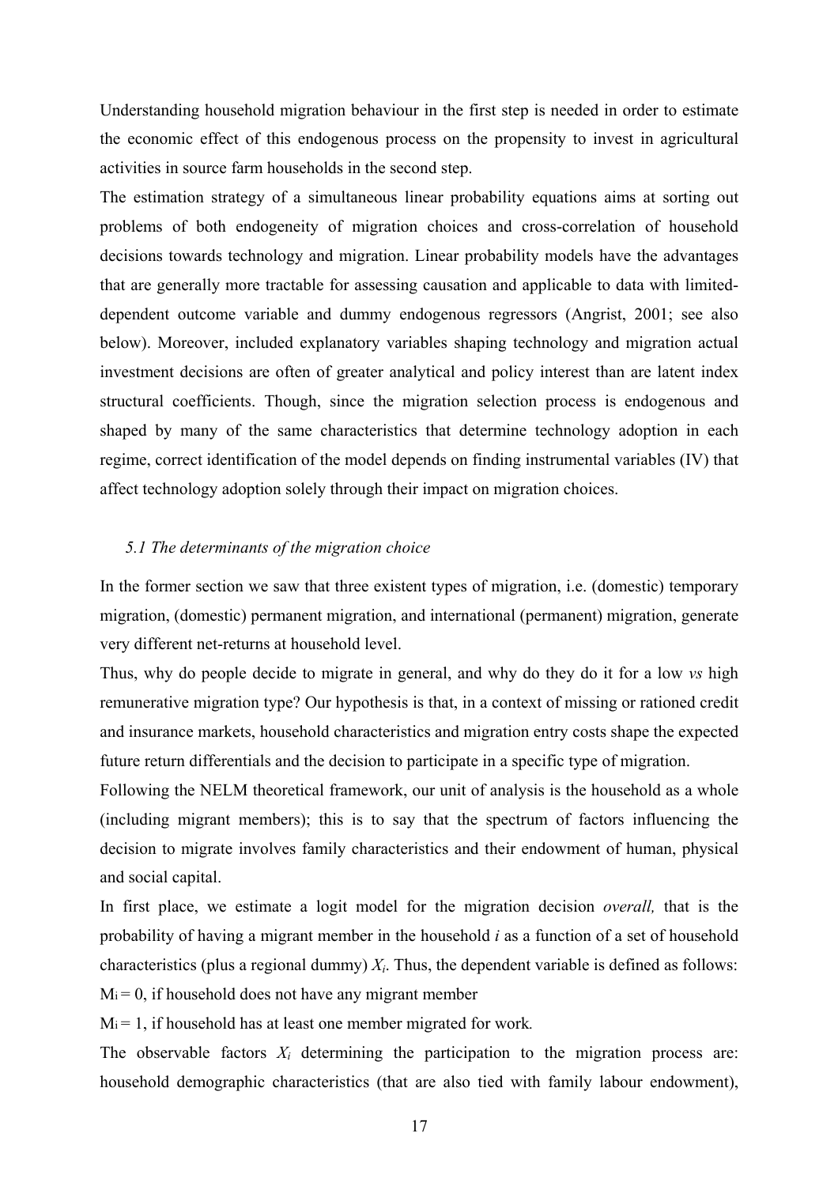Understanding household migration behaviour in the first step is needed in order to estimate the economic effect of this endogenous process on the propensity to invest in agricultural activities in source farm households in the second step.

The estimation strategy of a simultaneous linear probability equations aims at sorting out problems of both endogeneity of migration choices and cross-correlation of household decisions towards technology and migration. Linear probability models have the advantages that are generally more tractable for assessing causation and applicable to data with limited-dependent outcome variable and dummy endogenous regressors (Angrist, 2001; see also below). Moreover, included explanatory variables shaping technology and migration actual investment decisions are often of greater analytical and policy interest than are latent index structural coefficients. Though, since the migration selection process is endogenous and shaped by many of the same characteristics that determine technology adoption in each regime, correct identification of the model depends on finding instrumental variables (IV) that affect technology adoption solely through their impact on migration choices.

### *5.1 The determinants of the migration choice*

In the former section we saw that three existent types of migration, i.e. (domestic) temporary migration, (domestic) permanent migration, and international (permanent) migration, generate very different net-returns at household level.

Thus, why do people decide to migrate in general, and why do they do it for a low *vs* high remunerative migration type? Our hypothesis is that, in a context of missing or rationed credit and insurance markets, household characteristics and migration entry costs shape the expected future return differentials and the decision to participate in a specific type of migration.

Following the NELM theoretical framework, our unit of analysis is the household as a whole (including migrant members); this is to say that the spectrum of factors influencing the decision to migrate involves family characteristics and their endowment of human, physical and social capital.

In first place, we estimate a logit model for the migration decision *overall,* that is the probability of having a migrant member in the household $i$ as a function of a set of household characteristics (plus a regional dummy) $X_i$. Thus, the dependent variable is defined as follows:

$M_i = 0$, if household does not have any migrant member

$M_i = 1$, if household has at least one member migrated for work.

The observable factors $X_i$ determining the participation to the migration process are: household demographic characteristics (that are also tied with family labour endowment),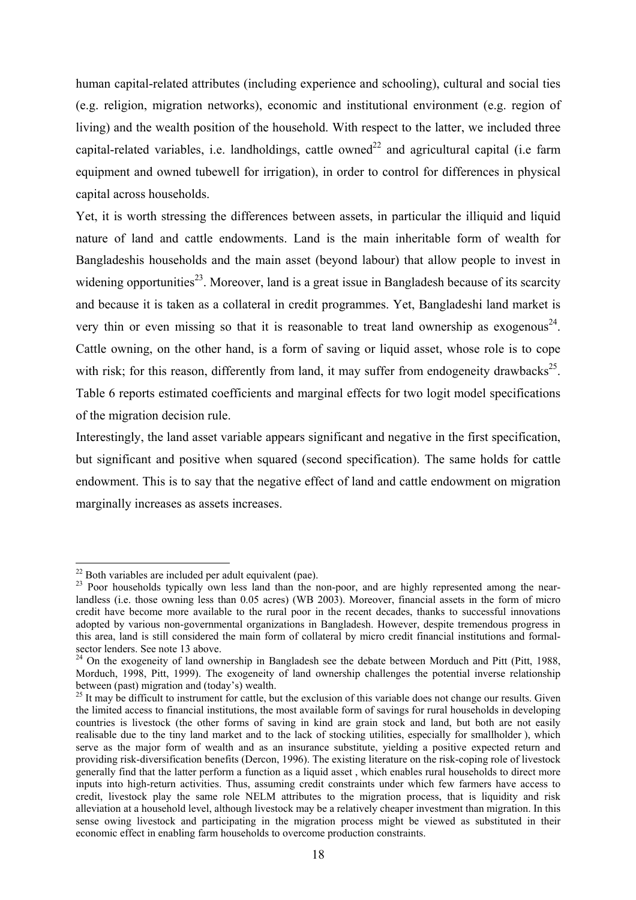human capital-related attributes (including experience and schooling), cultural and social ties (e.g. religion, migration networks), economic and institutional environment (e.g. region of living) and the wealth position of the household. With respect to the latter, we included three capital-related variables, i.e. landholdings, cattle owned[22] and agricultural capital (i.e farm equipment and owned tubewell for irrigation), in order to control for differences in physical capital across households.

Yet, it is worth stressing the differences between assets, in particular the illiquid and liquid nature of land and cattle endowments. Land is the main inheritable form of wealth for Bangladeshis households and the main asset (beyond labour) that allow people to invest in widening opportunities[23]. Moreover, land is a great issue in Bangladesh because of its scarcity and because it is taken as a collateral in credit programmes. Yet, Bangladeshi land market is very thin or even missing so that it is reasonable to treat land ownership as exogenous[24]. Cattle owning, on the other hand, is a form of saving or liquid asset, whose role is to cope with risk; for this reason, differently from land, it may suffer from endogeneity drawbacks[25]. Table 6 reports estimated coefficients and marginal effects for two logit model specifications of the migration decision rule.

Interestingly, the land asset variable appears significant and negative in the first specification, but significant and positive when squared (second specification). The same holds for cattle endowment. This is to say that the negative effect of land and cattle endowment on migration marginally increases as assets increases.

---

[22] Both variables are included per adult equivalent (pae).

[23] Poor households typically own less land than the non-poor, and are highly represented among the near-landless (i.e. those owning less than 0.05 acres) (WB 2003). Moreover, financial assets in the form of micro credit have become more available to the rural poor in the recent decades, thanks to successful innovations adopted by various non-governmental organizations in Bangladesh. However, despite tremendous progress in this area, land is still considered the main form of collateral by micro credit financial institutions and formal-sector lenders. See note 13 above.

[24] On the exogeneity of land ownership in Bangladesh see the debate between Morduch and Pitt (Pitt, 1988, Morduch, 1998, Pitt, 1999). The exogeneity of land ownership challenges the potential inverse relationship between (past) migration and (today's) wealth.

[25] It may be difficult to instrument for cattle, but the exclusion of this variable does not change our results. Given the limited access to financial institutions, the most available form of savings for rural households in developing countries is livestock (the other forms of saving in kind are grain stock and land, but both are not easily realisable due to the tiny land market and to the lack of stocking utilities, especially for smallholder ), which serve as the major form of wealth and as an insurance substitute, yielding a positive expected return and providing risk-diversification benefits (Dercon, 1996). The existing literature on the risk-coping role of livestock generally find that the latter perform a function as a liquid asset , which enables rural households to direct more inputs into high-return activities. Thus, assuming credit constraints under which few farmers have access to credit, livestock play the same role NELM attributes to the migration process, that is liquidity and risk alleviation at a household level, although livestock may be a relatively cheaper investment than migration. In this sense owing livestock and participating in the migration process might be viewed as substituted in their economic effect in enabling farm households to overcome production constraints.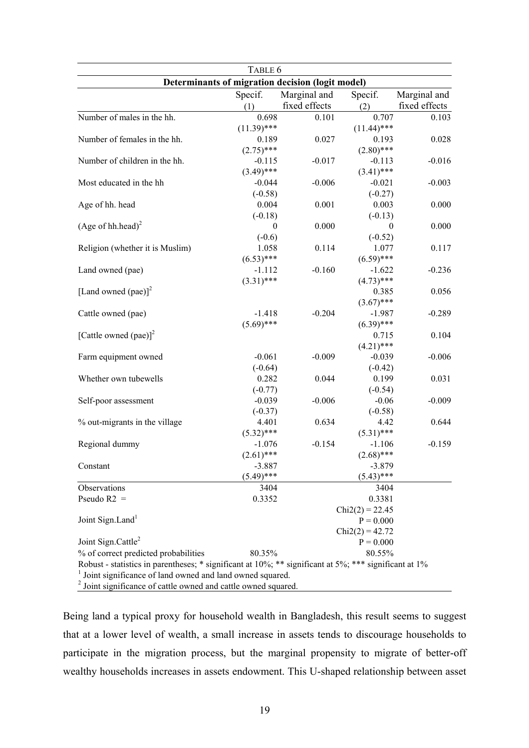TABLE 6

**Determinants of migration decision (logit model)**

| | Specif. (1) | Marginal and fixed effects | Specif. (2) | Marginal and fixed effects |
|---|---|---|---|---|
| Number of males in the hh. | 0.698 | 0.101 | 0.707 | 0.103 |
| | (11.39)*** | | (11.44)*** | |
| Number of females in the hh. | 0.189 | 0.027 | 0.193 | 0.028 |
| | (2.75)*** | | (2.80)*** | |
| Number of children in the hh. | -0.115 | -0.017 | -0.113 | -0.016 |
| | (3.49)*** | | (3.41)*** | |
| Most educated in the hh | -0.044 | -0.006 | -0.021 | -0.003 |
| | (-0.58) | | (-0.27) | |
| Age of hh. head | 0.004 | 0.001 | 0.003 | 0.000 |
| | (-0.18) | | (-0.13) | |
| (Age of hh.head)$^2$ | 0 | 0.000 | 0 | 0.000 |
| | (-0.6) | | (-0.52) | |
| Religion (whether it is Muslim) | 1.058 | 0.114 | 1.077 | 0.117 |
| | (6.53)*** | | (6.59)*** | |
| Land owned (pae) | -1.112 | -0.160 | -1.622 | -0.236 |
| | (3.31)*** | | (4.73)*** | |
| [Land owned (pae)]$^2$ | | | 0.385 | 0.056 |
| | | | (3.67)*** | |
| Cattle owned (pae) | -1.418 | -0.204 | -1.987 | -0.289 |
| | (5.69)*** | | (6.39)*** | |
| [Cattle owned (pae)]$^2$ | | | 0.715 | 0.104 |
| | | | (4.21)*** | |
| Farm equipment owned | -0.061 | -0.009 | -0.039 | -0.006 |
| | (-0.64) | | (-0.42) | |
| Whether own tubewells | 0.282 | 0.044 | 0.199 | 0.031 |
| | (-0.77) | | (-0.54) | |
| Self-poor assessment | -0.039 | -0.006 | -0.06 | -0.009 |
| | (-0.37) | | (-0.58) | |
| % out-migrants in the village | 4.401 | 0.634 | 4.42 | 0.644 |
| | (5.32)*** | | (5.31)*** | |
| Regional dummy | -1.076 | -0.154 | -1.106 | -0.159 |
| | (2.61)*** | | (2.68)*** | |
| Constant | -3.887 | | -3.879 | |
| | (5.49)*** | | (5.43)*** | |
| Observations | 3404 | | 3404 | |
| Pseudo R2 = | 0.3352 | | 0.3381 | |
| Joint Sign.Land[1] | | | Chi2(2) = 22.45, P = 0.000 | |
| Joint Sign.Cattle[2] | | | Chi2(2) = 42.72, P = 0.000 | |
| % of correct predicted probabilities | 80.35% | | 80.55% | |

Robust - statistics in parentheses; * significant at 10%; ** significant at 5%; *** significant at 1%

[1] Joint significance of land owned and land owned squared.

[2] Joint significance of cattle owned and cattle owned squared.

Being land a typical proxy for household wealth in Bangladesh, this result seems to suggest that at a lower level of wealth, a small increase in assets tends to discourage households to participate in the migration process, but the marginal propensity to migrate of better-off wealthy households increases in assets endowment. This U-shaped relationship between asset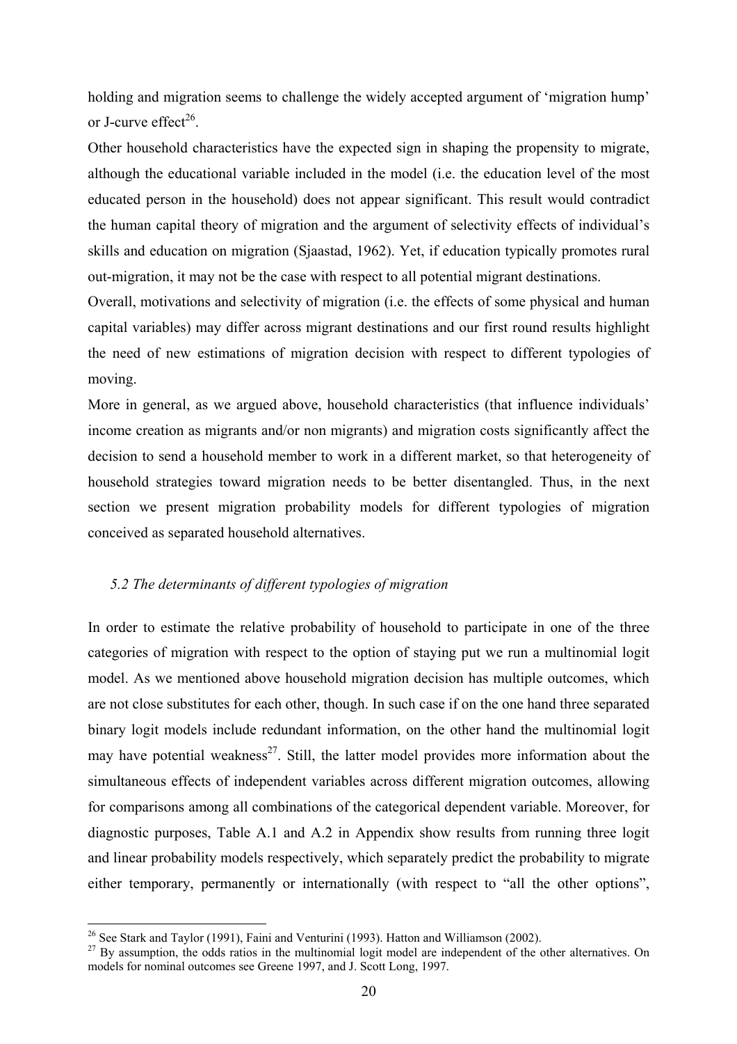holding and migration seems to challenge the widely accepted argument of 'migration hump' or J-curve effect[26].

Other household characteristics have the expected sign in shaping the propensity to migrate, although the educational variable included in the model (i.e. the education level of the most educated person in the household) does not appear significant. This result would contradict the human capital theory of migration and the argument of selectivity effects of individual's skills and education on migration (Sjaastad, 1962). Yet, if education typically promotes rural out-migration, it may not be the case with respect to all potential migrant destinations.

Overall, motivations and selectivity of migration (i.e. the effects of some physical and human capital variables) may differ across migrant destinations and our first round results highlight the need of new estimations of migration decision with respect to different typologies of moving.

More in general, as we argued above, household characteristics (that influence individuals' income creation as migrants and/or non migrants) and migration costs significantly affect the decision to send a household member to work in a different market, so that heterogeneity of household strategies toward migration needs to be better disentangled. Thus, in the next section we present migration probability models for different typologies of migration conceived as separated household alternatives.

### *5.2 The determinants of different typologies of migration*

In order to estimate the relative probability of household to participate in one of the three categories of migration with respect to the option of staying put we run a multinomial logit model. As we mentioned above household migration decision has multiple outcomes, which are not close substitutes for each other, though. In such case if on the one hand three separated binary logit models include redundant information, on the other hand the multinomial logit may have potential weakness[27]. Still, the latter model provides more information about the simultaneous effects of independent variables across different migration outcomes, allowing for comparisons among all combinations of the categorical dependent variable. Moreover, for diagnostic purposes, Table A.1 and A.2 in Appendix show results from running three logit and linear probability models respectively, which separately predict the probability to migrate either temporary, permanently or internationally (with respect to "all the other options",

---

[26] See Stark and Taylor (1991), Faini and Venturini (1993). Hatton and Williamson (2002).

[27] By assumption, the odds ratios in the multinomial logit model are independent of the other alternatives. On models for nominal outcomes see Greene 1997, and J. Scott Long, 1997.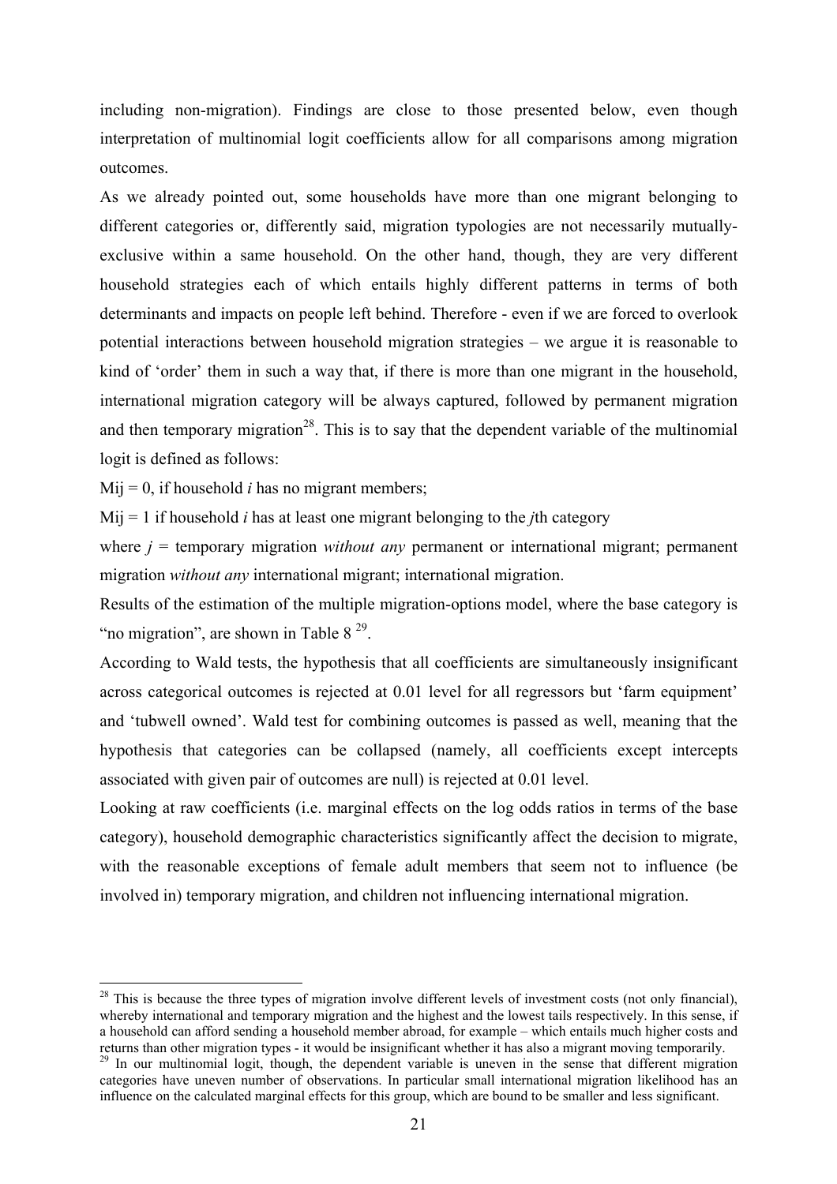including non-migration). Findings are close to those presented below, even though interpretation of multinomial logit coefficients allow for all comparisons among migration outcomes.

As we already pointed out, some households have more than one migrant belonging to different categories or, differently said, migration typologies are not necessarily mutually-exclusive within a same household. On the other hand, though, they are very different household strategies each of which entails highly different patterns in terms of both determinants and impacts on people left behind. Therefore - even if we are forced to overlook potential interactions between household migration strategies – we argue it is reasonable to kind of 'order' them in such a way that, if there is more than one migrant in the household, international migration category will be always captured, followed by permanent migration and then temporary migration[28]. This is to say that the dependent variable of the multinomial logit is defined as follows:

$M_{ij} = 0$, if household *i* has no migrant members;

$M_{ij} = 1$ if household *i* has at least one migrant belonging to the *j*th category

where *j* = temporary migration *without any* permanent or international migrant; permanent migration *without any* international migrant; international migration.

Results of the estimation of the multiple migration-options model, where the base category is "no migration", are shown in Table 8 [29].

According to Wald tests, the hypothesis that all coefficients are simultaneously insignificant across categorical outcomes is rejected at 0.01 level for all regressors but 'farm equipment' and 'tubwell owned'. Wald test for combining outcomes is passed as well, meaning that the hypothesis that categories can be collapsed (namely, all coefficients except intercepts associated with given pair of outcomes are null) is rejected at 0.01 level.

Looking at raw coefficients (i.e. marginal effects on the log odds ratios in terms of the base category), household demographic characteristics significantly affect the decision to migrate, with the reasonable exceptions of female adult members that seem not to influence (be involved in) temporary migration, and children not influencing international migration.

---

[28] This is because the three types of migration involve different levels of investment costs (not only financial), whereby international and temporary migration and the highest and the lowest tails respectively. In this sense, if a household can afford sending a household member abroad, for example – which entails much higher costs and returns than other migration types - it would be insignificant whether it has also a migrant moving temporarily.

[29] In our multinomial logit, though, the dependent variable is uneven in the sense that different migration categories have uneven number of observations. In particular small international migration likelihood has an influence on the calculated marginal effects for this group, which are bound to be smaller and less significant.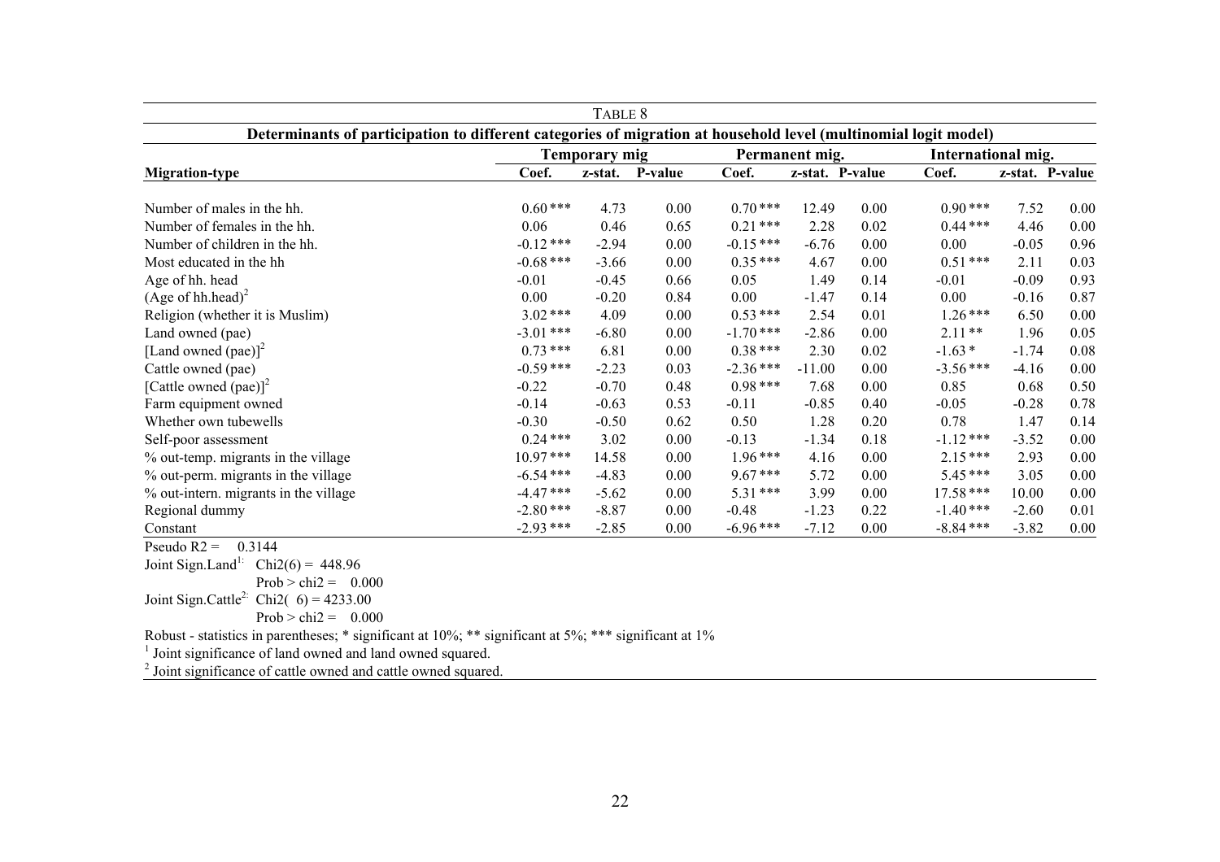TABLE 8

**Determinants of participation to different categories of migration at household level (multinomial logit model)**

| Migration-type | Temporary mig | | | Permanent mig. | | | International mig. | | |
|---|---|---|---|---|---|---|---|---|---|
| | Coef. | z-stat. | P-value | Coef. | z-stat. | P-value | Coef. | z-stat. | P-value |
| Number of males in the hh. | 0.60 *** | 4.73 | 0.00 | 0.70 *** | 12.49 | 0.00 | 0.90 *** | 7.52 | 0.00 |
| Number of females in the hh. | 0.06 | 0.46 | 0.65 | 0.21 *** | 2.28 | 0.02 | 0.44 *** | 4.46 | 0.00 |
| Number of children in the hh. | -0.12 *** | -2.94 | 0.00 | -0.15 *** | -6.76 | 0.00 | 0.00 | -0.05 | 0.96 |
| Most educated in the hh | -0.68 *** | -3.66 | 0.00 | 0.35 *** | 4.67 | 0.00 | 0.51 *** | 2.11 | 0.03 |
| Age of hh. head | -0.01 | -0.45 | 0.66 | 0.05 | 1.49 | 0.14 | -0.01 | -0.09 | 0.93 |
| $(\text{Age of hh.head})^2$ | 0.00 | -0.20 | 0.84 | 0.00 | -1.47 | 0.14 | 0.00 | -0.16 | 0.87 |
| Religion (whether it is Muslim) | 3.02 *** | 4.09 | 0.00 | 0.53 *** | 2.54 | 0.01 | 1.26 *** | 6.50 | 0.00 |
| Land owned (pae) | -3.01 *** | -6.80 | 0.00 | -1.70 *** | -2.86 | 0.00 | 2.11 ** | 1.96 | 0.05 |
| $[\text{Land owned (pae)}]^2$ | 0.73 *** | 6.81 | 0.00 | 0.38 *** | 2.30 | 0.02 | -1.63 * | -1.74 | 0.08 |
| Cattle owned (pae) | -0.59 *** | -2.23 | 0.03 | -2.36 *** | -11.00 | 0.00 | -3.56 *** | -4.16 | 0.00 |
| $[\text{Cattle owned (pae)}]^2$ | -0.22 | -0.70 | 0.48 | 0.98 *** | 7.68 | 0.00 | 0.85 | 0.68 | 0.50 |
| Farm equipment owned | -0.14 | -0.63 | 0.53 | -0.11 | -0.85 | 0.40 | -0.05 | -0.28 | 0.78 |
| Whether own tubewells | -0.30 | -0.50 | 0.62 | 0.50 | 1.28 | 0.20 | 0.78 | 1.47 | 0.14 |
| Self-poor assessment | 0.24 *** | 3.02 | 0.00 | -0.13 | -1.34 | 0.18 | -1.12 *** | -3.52 | 0.00 |
| % out-temp. migrants in the village | 10.97 *** | 14.58 | 0.00 | 1.96 *** | 4.16 | 0.00 | 2.15 *** | 2.93 | 0.00 |
| % out-perm. migrants in the village | -6.54 *** | -4.83 | 0.00 | 9.67 *** | 5.72 | 0.00 | 5.45 *** | 3.05 | 0.00 |
| % out-intern. migrants in the village | -4.47 *** | -5.62 | 0.00 | 5.31 *** | 3.99 | 0.00 | 17.58 *** | 10.00 | 0.00 |
| Regional dummy | -2.80 *** | -8.87 | 0.00 | -0.48 | -1.23 | 0.22 | -1.40 *** | -2.60 | 0.01 |
| Constant | -2.93 *** | -2.85 | 0.00 | -6.96 *** | -7.12 | 0.00 | -8.84 *** | -3.82 | 0.00 |

Pseudo $R2 = 0.3144$

Joint Sign.Land[1]: $\text{Chi2}(6) = 448.96$

$\text{Prob} > \text{chi2} = 0.000$

Joint Sign.Cattle[2]: $\text{Chi2}(6) = 4233.00$

$\text{Prob} > \text{chi2} = 0.000$

Robust - statistics in parentheses; * significant at 10%; ** significant at 5%; *** significant at 1%

[1] Joint significance of land owned and land owned squared.

[2] Joint significance of cattle owned and cattle owned squared.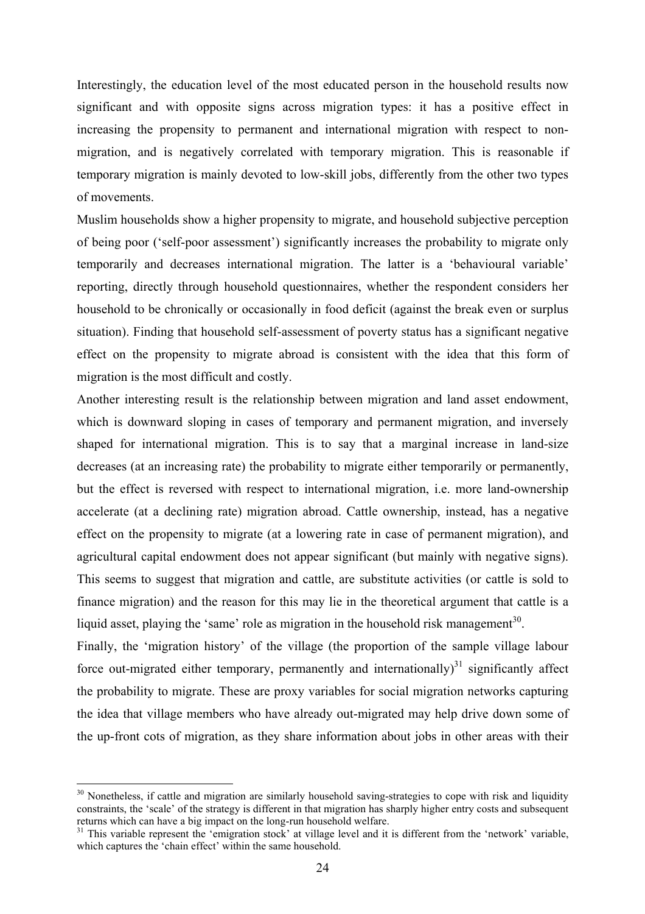Interestingly, the education level of the most educated person in the household results now significant and with opposite signs across migration types: it has a positive effect in increasing the propensity to permanent and international migration with respect to non-migration, and is negatively correlated with temporary migration. This is reasonable if temporary migration is mainly devoted to low-skill jobs, differently from the other two types of movements.

Muslim households show a higher propensity to migrate, and household subjective perception of being poor ('self-poor assessment') significantly increases the probability to migrate only temporarily and decreases international migration. The latter is a 'behavioural variable' reporting, directly through household questionnaires, whether the respondent considers her household to be chronically or occasionally in food deficit (against the break even or surplus situation). Finding that household self-assessment of poverty status has a significant negative effect on the propensity to migrate abroad is consistent with the idea that this form of migration is the most difficult and costly.

Another interesting result is the relationship between migration and land asset endowment, which is downward sloping in cases of temporary and permanent migration, and inversely shaped for international migration. This is to say that a marginal increase in land-size decreases (at an increasing rate) the probability to migrate either temporarily or permanently, but the effect is reversed with respect to international migration, i.e. more land-ownership accelerate (at a declining rate) migration abroad. Cattle ownership, instead, has a negative effect on the propensity to migrate (at a lowering rate in case of permanent migration), and agricultural capital endowment does not appear significant (but mainly with negative signs). This seems to suggest that migration and cattle, are substitute activities (or cattle is sold to finance migration) and the reason for this may lie in the theoretical argument that cattle is a liquid asset, playing the 'same' role as migration in the household risk management[30].

Finally, the 'migration history' of the village (the proportion of the sample village labour force out-migrated either temporary, permanently and internationally)[31] significantly affect the probability to migrate. These are proxy variables for social migration networks capturing the idea that village members who have already out-migrated may help drive down some of the up-front cots of migration, as they share information about jobs in other areas with their

---

[30] Nonetheless, if cattle and migration are similarly household saving-strategies to cope with risk and liquidity constraints, the 'scale' of the strategy is different in that migration has sharply higher entry costs and subsequent returns which can have a big impact on the long-run household welfare.

[31] This variable represent the 'emigration stock' at village level and it is different from the 'network' variable, which captures the 'chain effect' within the same household.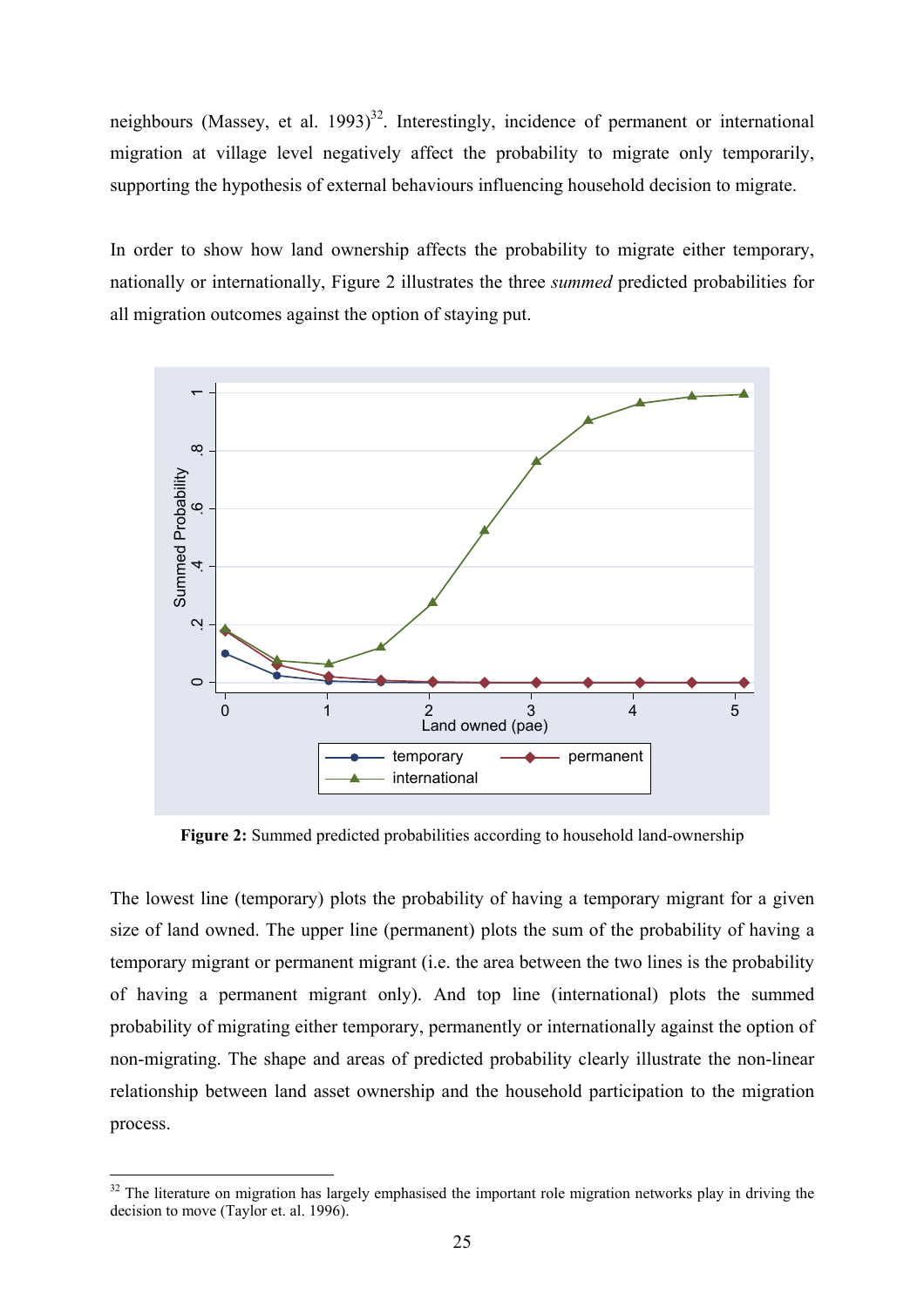neighbours (Massey, et al. 1993)[32]. Interestingly, incidence of permanent or international migration at village level negatively affect the probability to migrate only temporarily, supporting the hypothesis of external behaviours influencing household decision to migrate.

In order to show how land ownership affects the probability to migrate either temporary, nationally or internationally, Figure 2 illustrates the three *summed* predicted probabilities for all migration outcomes against the option of staying put.

**Figure 2:** Summed predicted probabilities according to household land-ownership

The lowest line (temporary) plots the probability of having a temporary migrant for a given size of land owned. The upper line (permanent) plots the sum of the probability of having a temporary migrant or permanent migrant (i.e. the area between the two lines is the probability of having a permanent migrant only). And top line (international) plots the summed probability of migrating either temporary, permanently or internationally against the option of non-migrating. The shape and areas of predicted probability clearly illustrate the non-linear relationship between land asset ownership and the household participation to the migration process.

[32] The literature on migration has largely emphasised the important role migration networks play in driving the decision to move (Taylor et. al. 1996).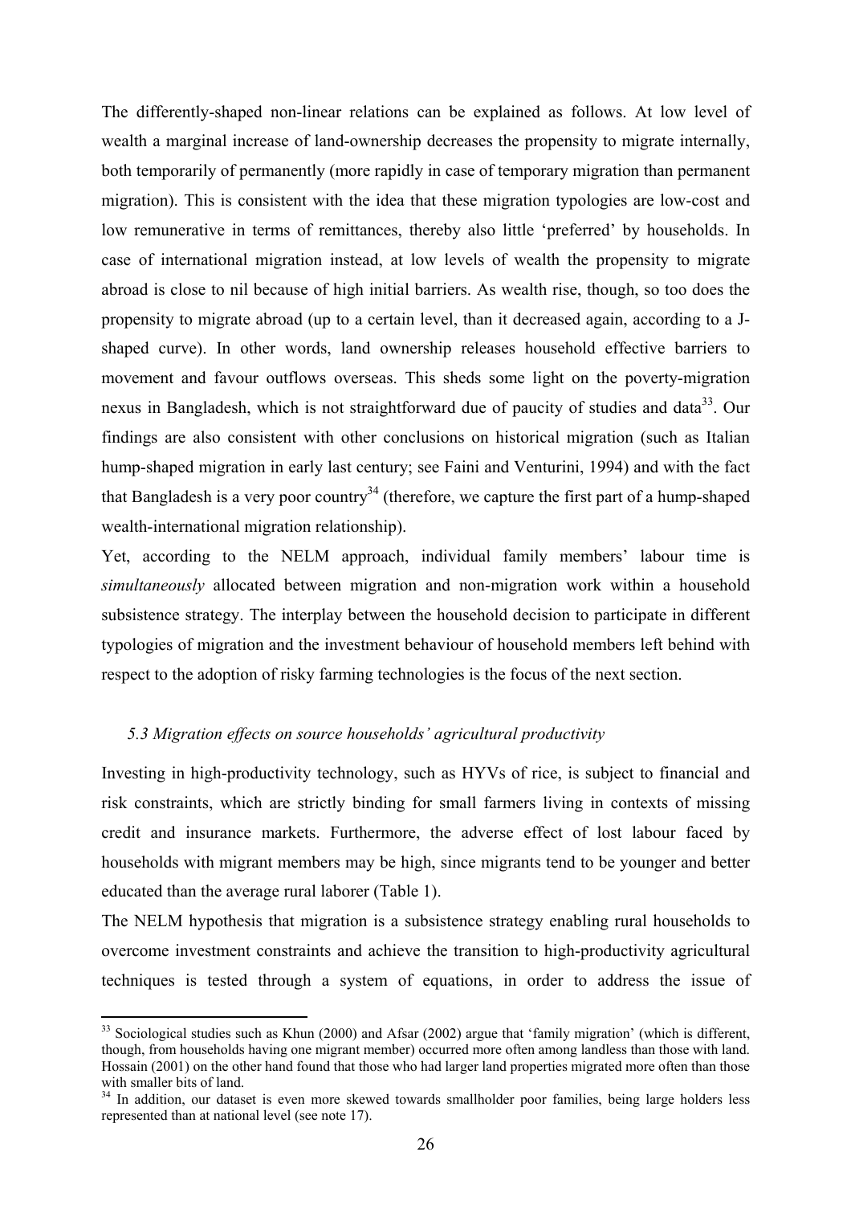The differently-shaped non-linear relations can be explained as follows. At low level of wealth a marginal increase of land-ownership decreases the propensity to migrate internally, both temporarily of permanently (more rapidly in case of temporary migration than permanent migration). This is consistent with the idea that these migration typologies are low-cost and low remunerative in terms of remittances, thereby also little 'preferred' by households. In case of international migration instead, at low levels of wealth the propensity to migrate abroad is close to nil because of high initial barriers. As wealth rise, though, so too does the propensity to migrate abroad (up to a certain level, than it decreased again, according to a J-shaped curve). In other words, land ownership releases household effective barriers to movement and favour outflows overseas. This sheds some light on the poverty-migration nexus in Bangladesh, which is not straightforward due of paucity of studies and data[33]. Our findings are also consistent with other conclusions on historical migration (such as Italian hump-shaped migration in early last century; see Faini and Venturini, 1994) and with the fact that Bangladesh is a very poor country[34] (therefore, we capture the first part of a hump-shaped wealth-international migration relationship).

Yet, according to the NELM approach, individual family members' labour time is *simultaneously* allocated between migration and non-migration work within a household subsistence strategy. The interplay between the household decision to participate in different typologies of migration and the investment behaviour of household members left behind with respect to the adoption of risky farming technologies is the focus of the next section.

### *5.3 Migration effects on source households' agricultural productivity*

Investing in high-productivity technology, such as HYVs of rice, is subject to financial and risk constraints, which are strictly binding for small farmers living in contexts of missing credit and insurance markets. Furthermore, the adverse effect of lost labour faced by households with migrant members may be high, since migrants tend to be younger and better educated than the average rural laborer (Table 1).

The NELM hypothesis that migration is a subsistence strategy enabling rural households to overcome investment constraints and achieve the transition to high-productivity agricultural techniques is tested through a system of equations, in order to address the issue of

---

[33] Sociological studies such as Khun (2000) and Afsar (2002) argue that 'family migration' (which is different, though, from households having one migrant member) occurred more often among landless than those with land. Hossain (2001) on the other hand found that those who had larger land properties migrated more often than those with smaller bits of land.

[34] In addition, our dataset is even more skewed towards smallholder poor families, being large holders less represented than at national level (see note 17).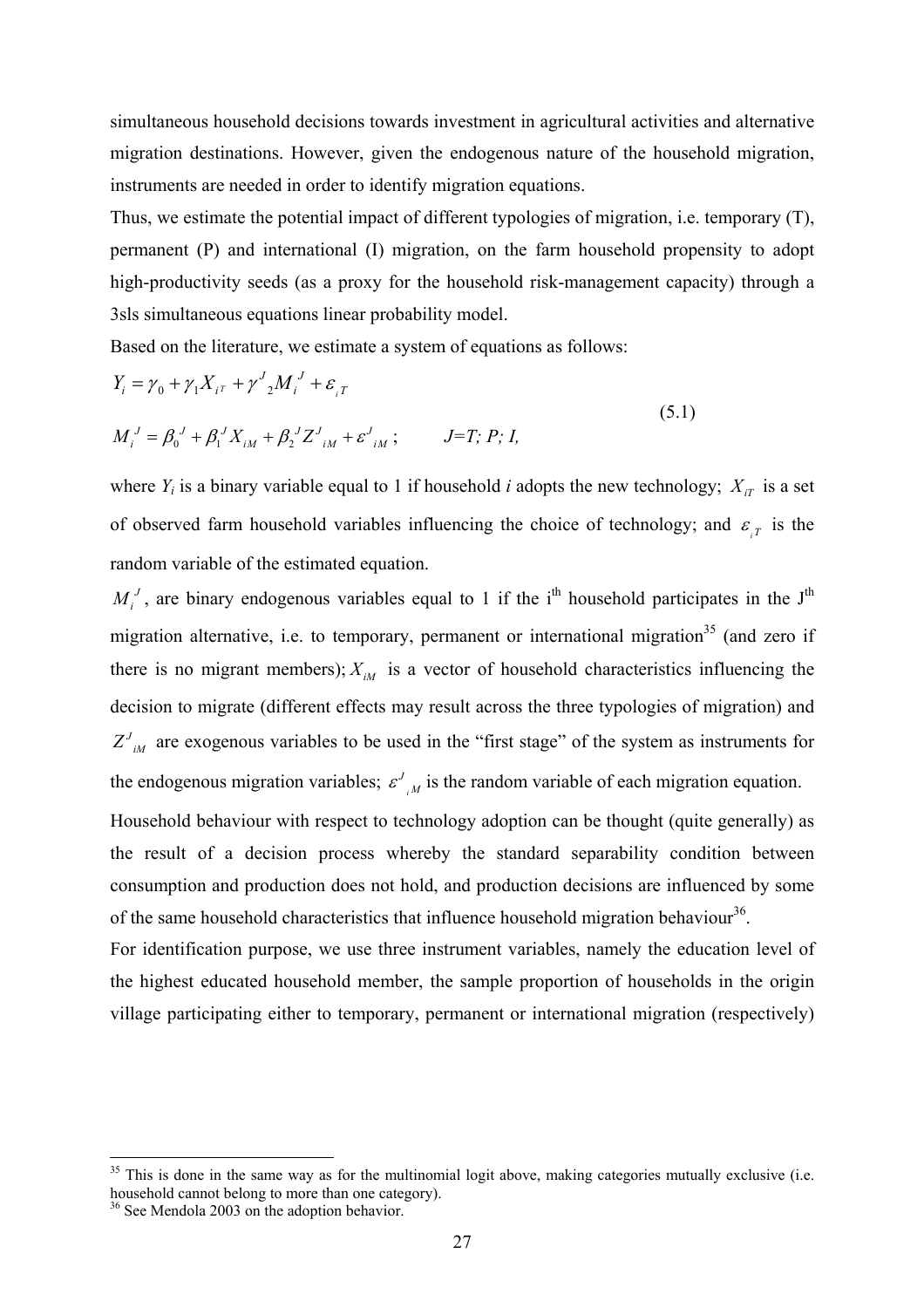simultaneous household decisions towards investment in agricultural activities and alternative migration destinations. However, given the endogenous nature of the household migration, instruments are needed in order to identify migration equations.

Thus, we estimate the potential impact of different typologies of migration, i.e. temporary (T), permanent (P) and international (I) migration, on the farm household propensity to adopt high-productivity seeds (as a proxy for the household risk-management capacity) through a 3sls simultaneous equations linear probability model.

Based on the literature, we estimate a system of equations as follows:

$$
\begin{aligned}
Y_i &= \gamma_0 + \gamma_1 X_{iT} + \gamma^J{}_2 M_i{}^J + \varepsilon_{iT} \\
M_i{}^J &= \beta_0^J + \beta_1^J X_{iM} + \beta_2^J Z^J{}_{iM} + \varepsilon^J{}_{iM}\,; \qquad J = T;\, P;\, I,
\end{aligned}
\tag{5.1}
$$

where $Y_i$ is a binary variable equal to 1 if household *i* adopts the new technology; $X_{iT}$ is a set of observed farm household variables influencing the choice of technology; and $\varepsilon_{iT}$ is the random variable of the estimated equation.

$M_i{}^J$, are binary endogenous variables equal to 1 if the i[th] household participates in the J[th] migration alternative, i.e. to temporary, permanent or international migration[35] (and zero if there is no migrant members); $X_{iM}$ is a vector of household characteristics influencing the decision to migrate (different effects may result across the three typologies of migration) and $Z^J{}_{iM}$ are exogenous variables to be used in the "first stage" of the system as instruments for the endogenous migration variables; $\varepsilon^J{}_{iM}$ is the random variable of each migration equation.

Household behaviour with respect to technology adoption can be thought (quite generally) as the result of a decision process whereby the standard separability condition between consumption and production does not hold, and production decisions are influenced by some of the same household characteristics that influence household migration behaviour[36].

For identification purpose, we use three instrument variables, namely the education level of the highest educated household member, the sample proportion of households in the origin village participating either to temporary, permanent or international migration (respectively)

---

[35] This is done in the same way as for the multinomial logit above, making categories mutually exclusive (i.e. household cannot belong to more than one category).

[36] See Mendola 2003 on the adoption behavior.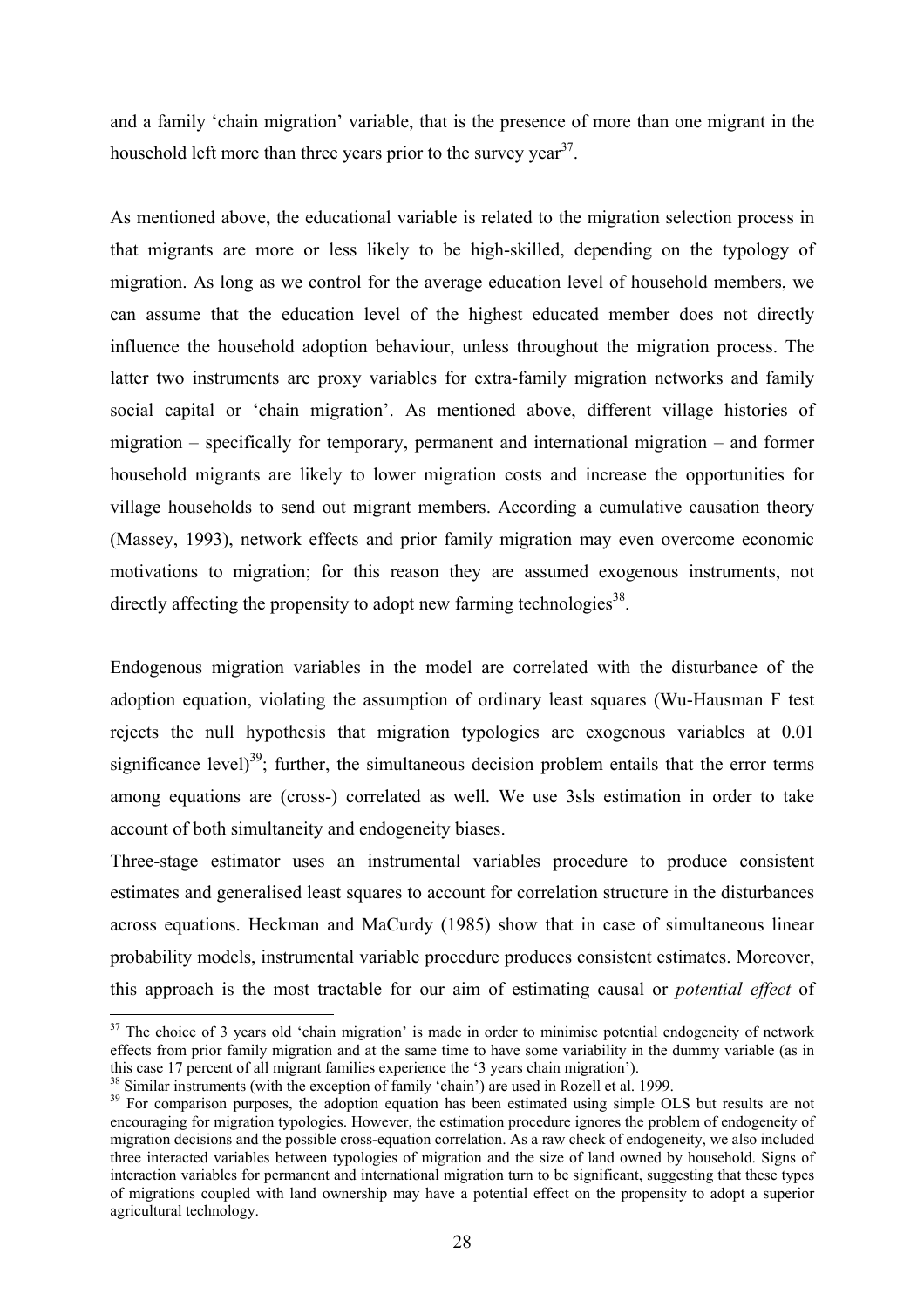and a family 'chain migration' variable, that is the presence of more than one migrant in the household left more than three years prior to the survey year[37].

As mentioned above, the educational variable is related to the migration selection process in that migrants are more or less likely to be high-skilled, depending on the typology of migration. As long as we control for the average education level of household members, we can assume that the education level of the highest educated member does not directly influence the household adoption behaviour, unless throughout the migration process. The latter two instruments are proxy variables for extra-family migration networks and family social capital or 'chain migration'. As mentioned above, different village histories of migration – specifically for temporary, permanent and international migration – and former household migrants are likely to lower migration costs and increase the opportunities for village households to send out migrant members. According a cumulative causation theory (Massey, 1993), network effects and prior family migration may even overcome economic motivations to migration; for this reason they are assumed exogenous instruments, not directly affecting the propensity to adopt new farming technologies[38].

Endogenous migration variables in the model are correlated with the disturbance of the adoption equation, violating the assumption of ordinary least squares (Wu-Hausman F test rejects the null hypothesis that migration typologies are exogenous variables at 0.01 significance level)[39]; further, the simultaneous decision problem entails that the error terms among equations are (cross-) correlated as well. We use 3sls estimation in order to take account of both simultaneity and endogeneity biases.

Three-stage estimator uses an instrumental variables procedure to produce consistent estimates and generalised least squares to account for correlation structure in the disturbances across equations. Heckman and MaCurdy (1985) show that in case of simultaneous linear probability models, instrumental variable procedure produces consistent estimates. Moreover, this approach is the most tractable for our aim of estimating causal or *potential effect* of

---

[37] The choice of 3 years old 'chain migration' is made in order to minimise potential endogeneity of network effects from prior family migration and at the same time to have some variability in the dummy variable (as in this case 17 percent of all migrant families experience the '3 years chain migration').

[38] Similar instruments (with the exception of family 'chain') are used in Rozell et al. 1999.

[39] For comparison purposes, the adoption equation has been estimated using simple OLS but results are not encouraging for migration typologies. However, the estimation procedure ignores the problem of endogeneity of migration decisions and the possible cross-equation correlation. As a raw check of endogeneity, we also included three interacted variables between typologies of migration and the size of land owned by household. Signs of interaction variables for permanent and international migration turn to be significant, suggesting that these types of migrations coupled with land ownership may have a potential effect on the propensity to adopt a superior agricultural technology.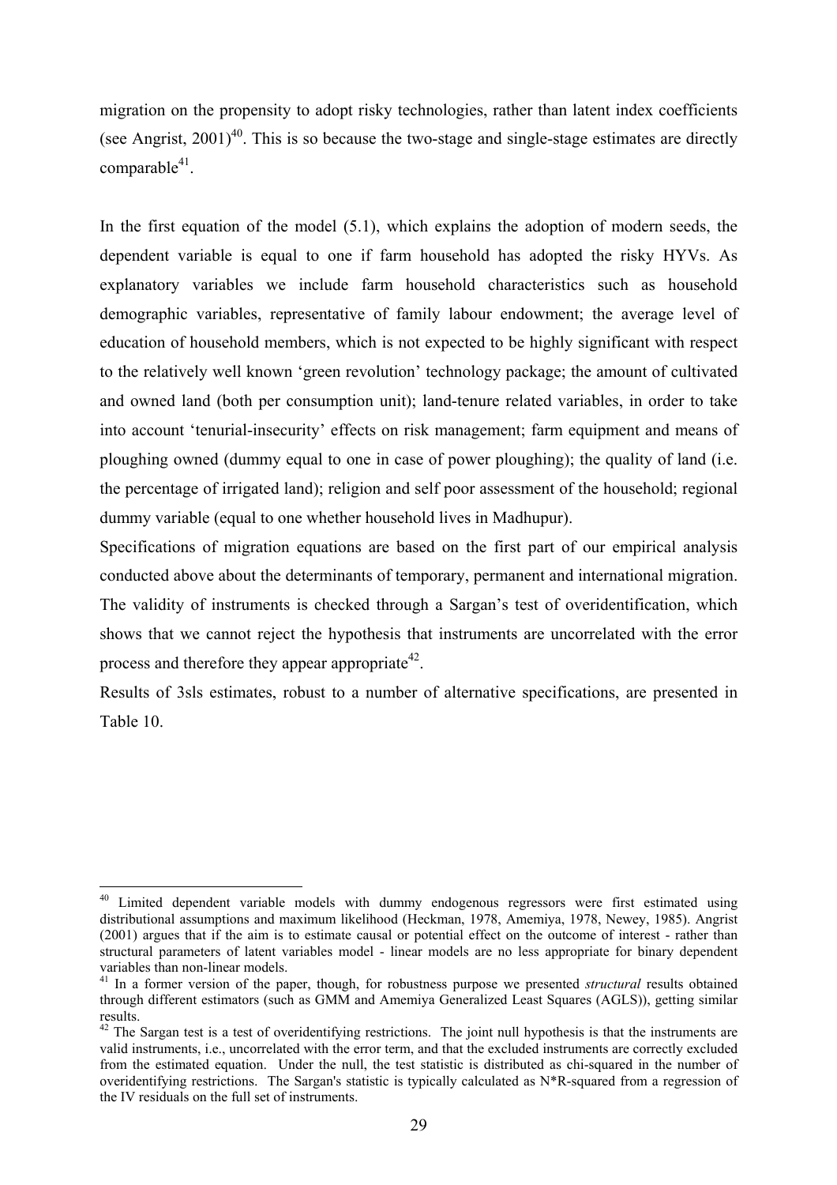migration on the propensity to adopt risky technologies, rather than latent index coefficients (see Angrist, 2001)[40]. This is so because the two-stage and single-stage estimates are directly comparable[41].

In the first equation of the model (5.1), which explains the adoption of modern seeds, the dependent variable is equal to one if farm household has adopted the risky HYVs. As explanatory variables we include farm household characteristics such as household demographic variables, representative of family labour endowment; the average level of education of household members, which is not expected to be highly significant with respect to the relatively well known 'green revolution' technology package; the amount of cultivated and owned land (both per consumption unit); land-tenure related variables, in order to take into account 'tenurial-insecurity' effects on risk management; farm equipment and means of ploughing owned (dummy equal to one in case of power ploughing); the quality of land (i.e. the percentage of irrigated land); religion and self poor assessment of the household; regional dummy variable (equal to one whether household lives in Madhupur).

Specifications of migration equations are based on the first part of our empirical analysis conducted above about the determinants of temporary, permanent and international migration. The validity of instruments is checked through a Sargan's test of overidentification, which shows that we cannot reject the hypothesis that instruments are uncorrelated with the error process and therefore they appear appropriate[42].

Results of 3sls estimates, robust to a number of alternative specifications, are presented in Table 10.

---

[40] Limited dependent variable models with dummy endogenous regressors were first estimated using distributional assumptions and maximum likelihood (Heckman, 1978, Amemiya, 1978, Newey, 1985). Angrist (2001) argues that if the aim is to estimate causal or potential effect on the outcome of interest - rather than structural parameters of latent variables model - linear models are no less appropriate for binary dependent variables than non-linear models.

[41] In a former version of the paper, though, for robustness purpose we presented *structural* results obtained through different estimators (such as GMM and Amemiya Generalized Least Squares (AGLS)), getting similar results.

[42] The Sargan test is a test of overidentifying restrictions. The joint null hypothesis is that the instruments are valid instruments, i.e., uncorrelated with the error term, and that the excluded instruments are correctly excluded from the estimated equation. Under the null, the test statistic is distributed as chi-squared in the number of overidentifying restrictions. The Sargan's statistic is typically calculated as N*R-squared from a regression of the IV residuals on the full set of instruments.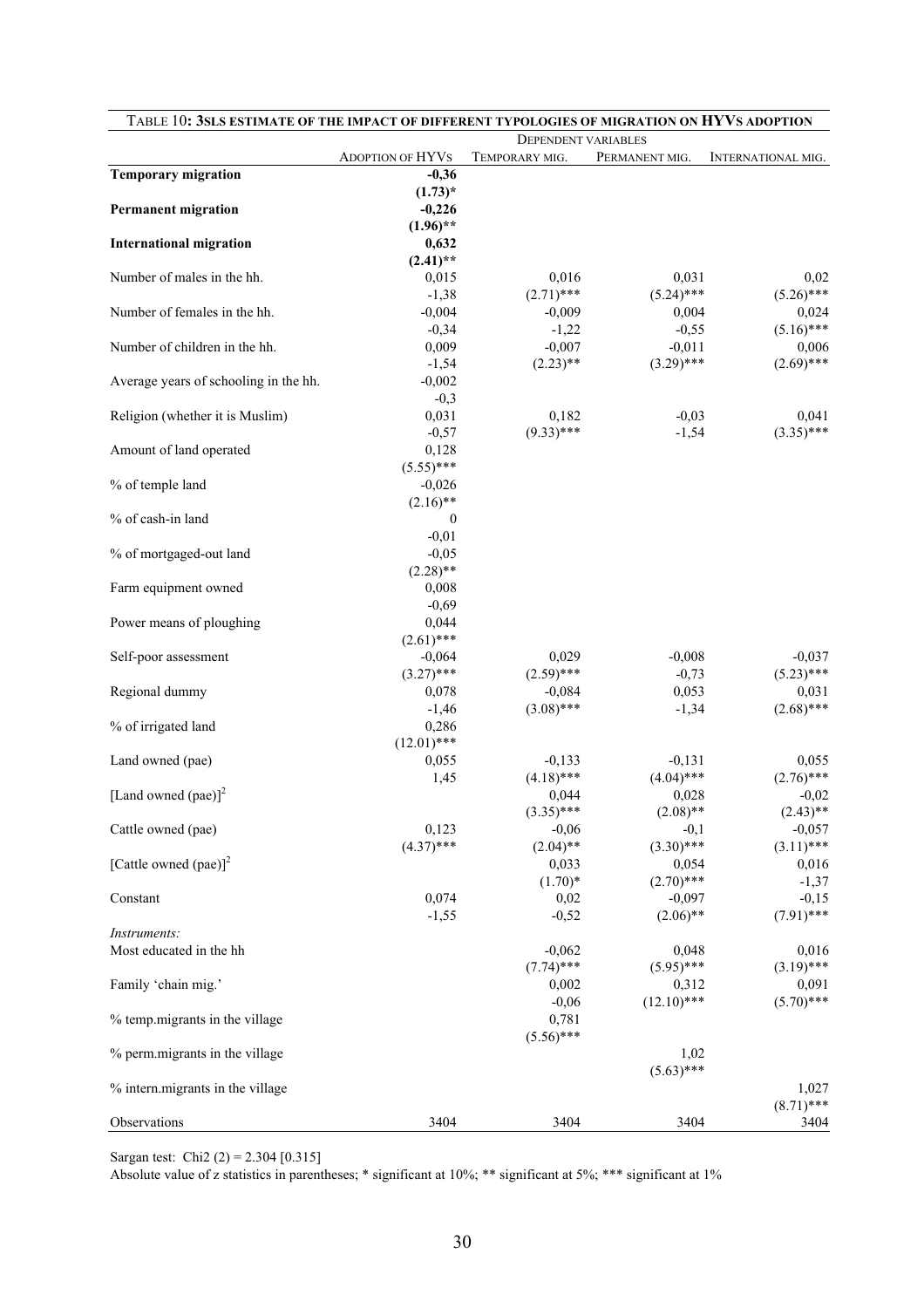TABLE 10: **3SLS ESTIMATE OF THE IMPACT OF DIFFERENT TYPOLOGIES OF MIGRATION ON HYVS ADOPTION**

| | DEPENDENT VARIABLES | | | |
|---|---|---|---|---|
| | ADOPTION OF HYVS | TEMPORARY MIG. | PERMANENT MIG. | INTERNATIONAL MIG. |
| **Temporary migration** | **-0,36** | | | |
| | **(1.73)*** | | | |
| **Permanent migration** | **-0,226** | | | |
| | **(1.96)**** | | | |
| **International migration** | **0,632** | | | |
| | **(2.41)**** | | | |
| Number of males in the hh. | 0,015 | 0,016 | 0,031 | 0,02 |
| | -1,38 | (2.71)*** | (5.24)*** | (5.26)*** |
| Number of females in the hh. | -0,004 | -0,009 | 0,004 | 0,024 |
| | -0,34 | -1,22 | -0,55 | (5.16)*** |
| Number of children in the hh. | 0,009 | -0,007 | -0,011 | 0,006 |
| | -1,54 | (2.23)** | (3.29)*** | (2.69)*** |
| Average years of schooling in the hh. | -0,002 | | | |
| | -0,3 | | | |
| Religion (whether it is Muslim) | 0,031 | 0,182 | -0,03 | 0,041 |
| | -0,57 | (9.33)*** | -1,54 | (3.35)*** |
| Amount of land operated | 0,128 | | | |
| | (5.55)*** | | | |
| % of temple land | -0,026 | | | |
| | (2.16)** | | | |
| % of cash-in land | 0 | | | |
| | -0,01 | | | |
| % of mortgaged-out land | -0,05 | | | |
| | (2.28)** | | | |
| Farm equipment owned | 0,008 | | | |
| | -0,69 | | | |
| Power means of ploughing | 0,044 | | | |
| | (2.61)*** | | | |
| Self-poor assessment | -0,064 | 0,029 | -0,008 | -0,037 |
| | (3.27)*** | (2.59)*** | -0,73 | (5.23)*** |
| Regional dummy | 0,078 | -0,084 | 0,053 | 0,031 |
| | -1,46 | (3.08)*** | -1,34 | (2.68)*** |
| % of irrigated land | 0,286 | | | |
| | (12.01)*** | | | |
| Land owned (pae) | 0,055 | -0,133 | -0,131 | 0,055 |
| | 1,45 | (4.18)*** | (4.04)*** | (2.76)*** |
| [Land owned (pae)]$^2$ | | 0,044 | 0,028 | -0,02 |
| | | (3.35)*** | (2.08)** | (2.43)** |
| Cattle owned (pae) | 0,123 | -0,06 | -0,1 | -0,057 |
| | (4.37)*** | (2.04)** | (3.30)*** | (3.11)*** |
| [Cattle owned (pae)]$^2$ | | 0,033 | 0,054 | 0,016 |
| | | (1.70)* | (2.70)*** | -1,37 |
| Constant | 0,074 | 0,02 | -0,097 | -0,15 |
| | -1,55 | -0,52 | (2.06)** | (7.91)*** |
| *Instruments:* | | | | |
| Most educated in the hh | | -0,062 | 0,048 | 0,016 |
| | | (7.74)*** | (5.95)*** | (3.19)*** |
| Family 'chain mig.' | | 0,002 | 0,312 | 0,091 |
| | | -0,06 | (12.10)*** | (5.70)*** |
| % temp.migrants in the village | | 0,781 | | |
| | | (5.56)*** | | |
| % perm.migrants in the village | | | 1,02 | |
| | | | (5.63)*** | |
| % intern.migrants in the village | | | | 1,027 |
| | | | | (8.71)*** |
| Observations | 3404 | 3404 | 3404 | 3404 |

Sargan test: Chi2 (2) = 2.304 [0.315]

Absolute value of z statistics in parentheses; * significant at 10%; ** significant at 5%; *** significant at 1%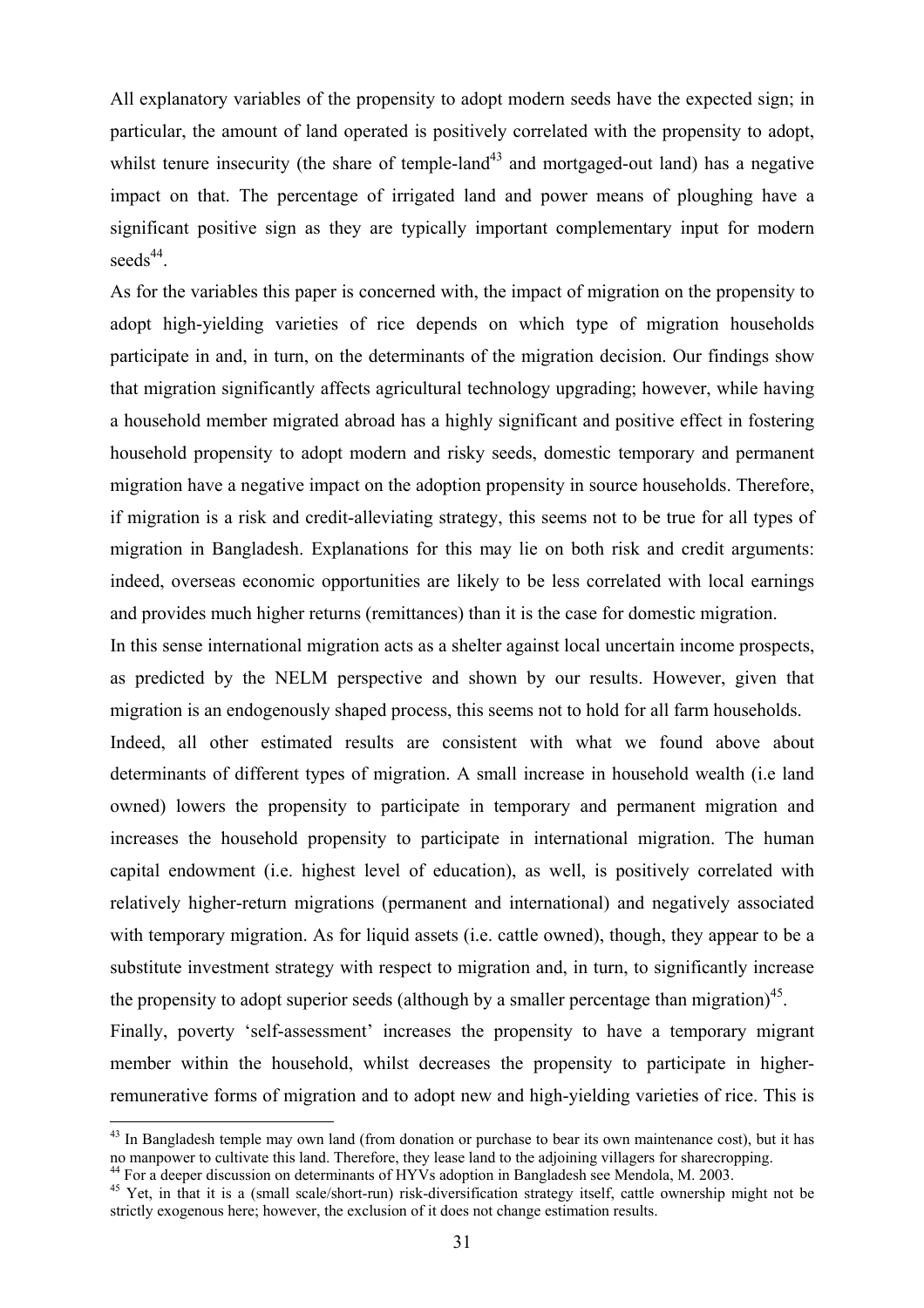All explanatory variables of the propensity to adopt modern seeds have the expected sign; in particular, the amount of land operated is positively correlated with the propensity to adopt, whilst tenure insecurity (the share of temple-land[43] and mortgaged-out land) has a negative impact on that. The percentage of irrigated land and power means of ploughing have a significant positive sign as they are typically important complementary input for modern seeds[44].

As for the variables this paper is concerned with, the impact of migration on the propensity to adopt high-yielding varieties of rice depends on which type of migration households participate in and, in turn, on the determinants of the migration decision. Our findings show that migration significantly affects agricultural technology upgrading; however, while having a household member migrated abroad has a highly significant and positive effect in fostering household propensity to adopt modern and risky seeds, domestic temporary and permanent migration have a negative impact on the adoption propensity in source households. Therefore, if migration is a risk and credit-alleviating strategy, this seems not to be true for all types of migration in Bangladesh. Explanations for this may lie on both risk and credit arguments: indeed, overseas economic opportunities are likely to be less correlated with local earnings and provides much higher returns (remittances) than it is the case for domestic migration.

In this sense international migration acts as a shelter against local uncertain income prospects, as predicted by the NELM perspective and shown by our results. However, given that migration is an endogenously shaped process, this seems not to hold for all farm households.

Indeed, all other estimated results are consistent with what we found above about determinants of different types of migration. A small increase in household wealth (i.e land owned) lowers the propensity to participate in temporary and permanent migration and increases the household propensity to participate in international migration. The human capital endowment (i.e. highest level of education), as well, is positively correlated with relatively higher-return migrations (permanent and international) and negatively associated with temporary migration. As for liquid assets (i.e. cattle owned), though, they appear to be a substitute investment strategy with respect to migration and, in turn, to significantly increase the propensity to adopt superior seeds (although by a smaller percentage than migration)[45].

Finally, poverty 'self-assessment' increases the propensity to have a temporary migrant member within the household, whilst decreases the propensity to participate in higher-remunerative forms of migration and to adopt new and high-yielding varieties of rice. This is

---

[43] In Bangladesh temple may own land (from donation or purchase to bear its own maintenance cost), but it has no manpower to cultivate this land. Therefore, they lease land to the adjoining villagers for sharecropping.

[44] For a deeper discussion on determinants of HYVs adoption in Bangladesh see Mendola, M. 2003.

[45] Yet, in that it is a (small scale/short-run) risk-diversification strategy itself, cattle ownership might not be strictly exogenous here; however, the exclusion of it does not change estimation results.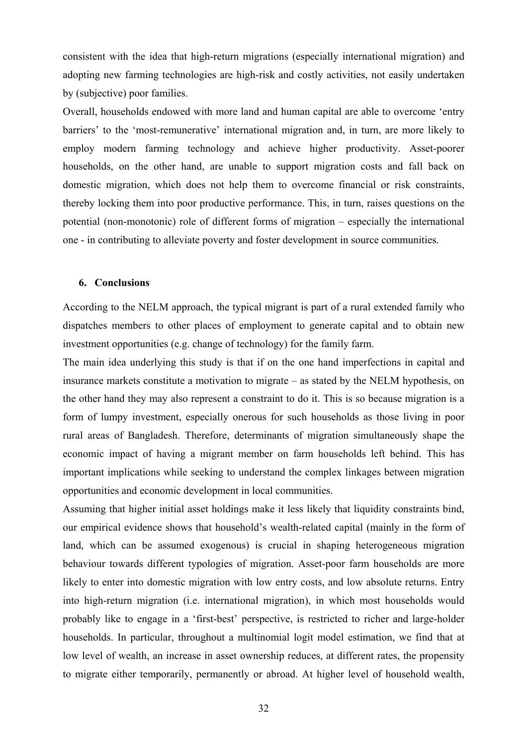consistent with the idea that high-return migrations (especially international migration) and adopting new farming technologies are high-risk and costly activities, not easily undertaken by (subjective) poor families.

Overall, households endowed with more land and human capital are able to overcome 'entry barriers' to the 'most-remunerative' international migration and, in turn, are more likely to employ modern farming technology and achieve higher productivity. Asset-poorer households, on the other hand, are unable to support migration costs and fall back on domestic migration, which does not help them to overcome financial or risk constraints, thereby locking them into poor productive performance. This, in turn, raises questions on the potential (non-monotonic) role of different forms of migration – especially the international one - in contributing to alleviate poverty and foster development in source communities.

## 6. Conclusions

According to the NELM approach, the typical migrant is part of a rural extended family who dispatches members to other places of employment to generate capital and to obtain new investment opportunities (e.g. change of technology) for the family farm.

The main idea underlying this study is that if on the one hand imperfections in capital and insurance markets constitute a motivation to migrate – as stated by the NELM hypothesis, on the other hand they may also represent a constraint to do it. This is so because migration is a form of lumpy investment, especially onerous for such households as those living in poor rural areas of Bangladesh. Therefore, determinants of migration simultaneously shape the economic impact of having a migrant member on farm households left behind. This has important implications while seeking to understand the complex linkages between migration opportunities and economic development in local communities.

Assuming that higher initial asset holdings make it less likely that liquidity constraints bind, our empirical evidence shows that household's wealth-related capital (mainly in the form of land, which can be assumed exogenous) is crucial in shaping heterogeneous migration behaviour towards different typologies of migration. Asset-poor farm households are more likely to enter into domestic migration with low entry costs, and low absolute returns. Entry into high-return migration (i.e. international migration), in which most households would probably like to engage in a 'first-best' perspective, is restricted to richer and large-holder households. In particular, throughout a multinomial logit model estimation, we find that at low level of wealth, an increase in asset ownership reduces, at different rates, the propensity to migrate either temporarily, permanently or abroad. At higher level of household wealth,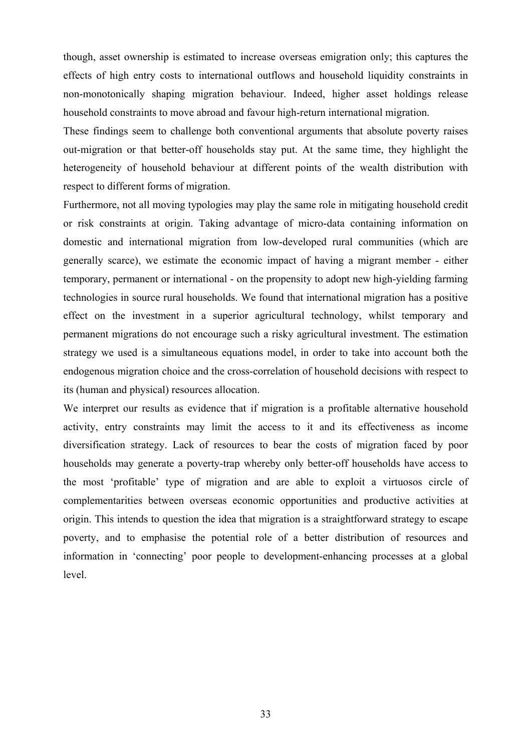though, asset ownership is estimated to increase overseas emigration only; this captures the effects of high entry costs to international outflows and household liquidity constraints in non-monotonically shaping migration behaviour. Indeed, higher asset holdings release household constraints to move abroad and favour high-return international migration.

These findings seem to challenge both conventional arguments that absolute poverty raises out-migration or that better-off households stay put. At the same time, they highlight the heterogeneity of household behaviour at different points of the wealth distribution with respect to different forms of migration.

Furthermore, not all moving typologies may play the same role in mitigating household credit or risk constraints at origin. Taking advantage of micro-data containing information on domestic and international migration from low-developed rural communities (which are generally scarce), we estimate the economic impact of having a migrant member - either temporary, permanent or international - on the propensity to adopt new high-yielding farming technologies in source rural households. We found that international migration has a positive effect on the investment in a superior agricultural technology, whilst temporary and permanent migrations do not encourage such a risky agricultural investment. The estimation strategy we used is a simultaneous equations model, in order to take into account both the endogenous migration choice and the cross-correlation of household decisions with respect to its (human and physical) resources allocation.

We interpret our results as evidence that if migration is a profitable alternative household activity, entry constraints may limit the access to it and its effectiveness as income diversification strategy. Lack of resources to bear the costs of migration faced by poor households may generate a poverty-trap whereby only better-off households have access to the most 'profitable' type of migration and are able to exploit a virtuosos circle of complementarities between overseas economic opportunities and productive activities at origin. This intends to question the idea that migration is a straightforward strategy to escape poverty, and to emphasise the potential role of a better distribution of resources and information in 'connecting' poor people to development-enhancing processes at a global level.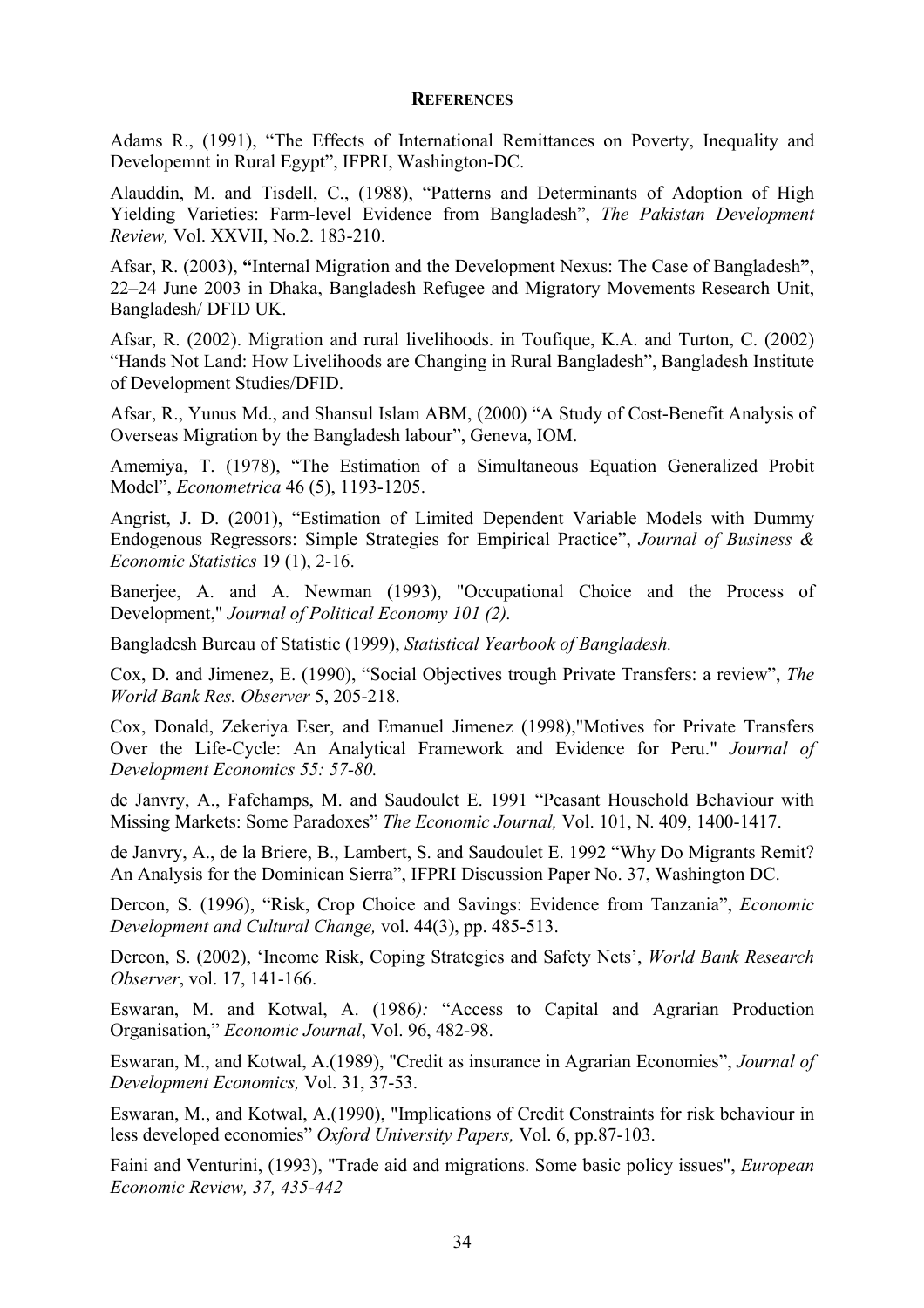## REFERENCES

Adams R., (1991), "The Effects of International Remittances on Poverty, Inequality and Developemnt in Rural Egypt", IFPRI, Washington-DC.

Alauddin, M. and Tisdell, C., (1988), "Patterns and Determinants of Adoption of High Yielding Varieties: Farm-level Evidence from Bangladesh", *The Pakistan Development Review,* Vol. XXVII, No.2. 183-210.

Afsar, R. (2003), **"**Internal Migration and the Development Nexus: The Case of Bangladesh**"**, 22–24 June 2003 in Dhaka, Bangladesh Refugee and Migratory Movements Research Unit, Bangladesh/ DFID UK.

Afsar, R. (2002). Migration and rural livelihoods. in Toufique, K.A. and Turton, C. (2002) "Hands Not Land: How Livelihoods are Changing in Rural Bangladesh", Bangladesh Institute of Development Studies/DFID.

Afsar, R., Yunus Md., and Shansul Islam ABM, (2000) "A Study of Cost-Benefit Analysis of Overseas Migration by the Bangladesh labour", Geneva, IOM.

Amemiya, T. (1978), "The Estimation of a Simultaneous Equation Generalized Probit Model", *Econometrica* 46 (5), 1193-1205.

Angrist, J. D. (2001), "Estimation of Limited Dependent Variable Models with Dummy Endogenous Regressors: Simple Strategies for Empirical Practice", *Journal of Business & Economic Statistics* 19 (1), 2-16.

Banerjee, A. and A. Newman (1993), "Occupational Choice and the Process of Development," *Journal of Political Economy 101 (2).*

Bangladesh Bureau of Statistic (1999), *Statistical Yearbook of Bangladesh.*

Cox, D. and Jimenez, E. (1990), "Social Objectives trough Private Transfers: a review", *The World Bank Res. Observer* 5, 205-218.

Cox, Donald, Zekeriya Eser, and Emanuel Jimenez (1998),"Motives for Private Transfers Over the Life-Cycle: An Analytical Framework and Evidence for Peru." *Journal of Development Economics 55: 57-80.*

de Janvry, A., Fafchamps, M. and Saudoulet E. 1991 "Peasant Household Behaviour with Missing Markets: Some Paradoxes" *The Economic Journal,* Vol. 101, N. 409, 1400-1417.

de Janvry, A., de la Briere, B., Lambert, S. and Saudoulet E. 1992 "Why Do Migrants Remit? An Analysis for the Dominican Sierra", IFPRI Discussion Paper No. 37, Washington DC.

Dercon, S. (1996), "Risk, Crop Choice and Savings: Evidence from Tanzania", *Economic Development and Cultural Change,* vol. 44(3), pp. 485-513.

Dercon, S. (2002), 'Income Risk, Coping Strategies and Safety Nets', *World Bank Research Observer*, vol. 17, 141-166.

Eswaran, M. and Kotwal, A. (1986*):* "Access to Capital and Agrarian Production Organisation," *Economic Journal*, Vol. 96, 482-98.

Eswaran, M., and Kotwal, A.(1989), "Credit as insurance in Agrarian Economies", *Journal of Development Economics,* Vol. 31, 37-53.

Eswaran, M., and Kotwal, A.(1990), "Implications of Credit Constraints for risk behaviour in less developed economies" *Oxford University Papers,* Vol. 6, pp.87-103.

Faini and Venturini, (1993), "Trade aid and migrations. Some basic policy issues", *European Economic Review, 37, 435-442*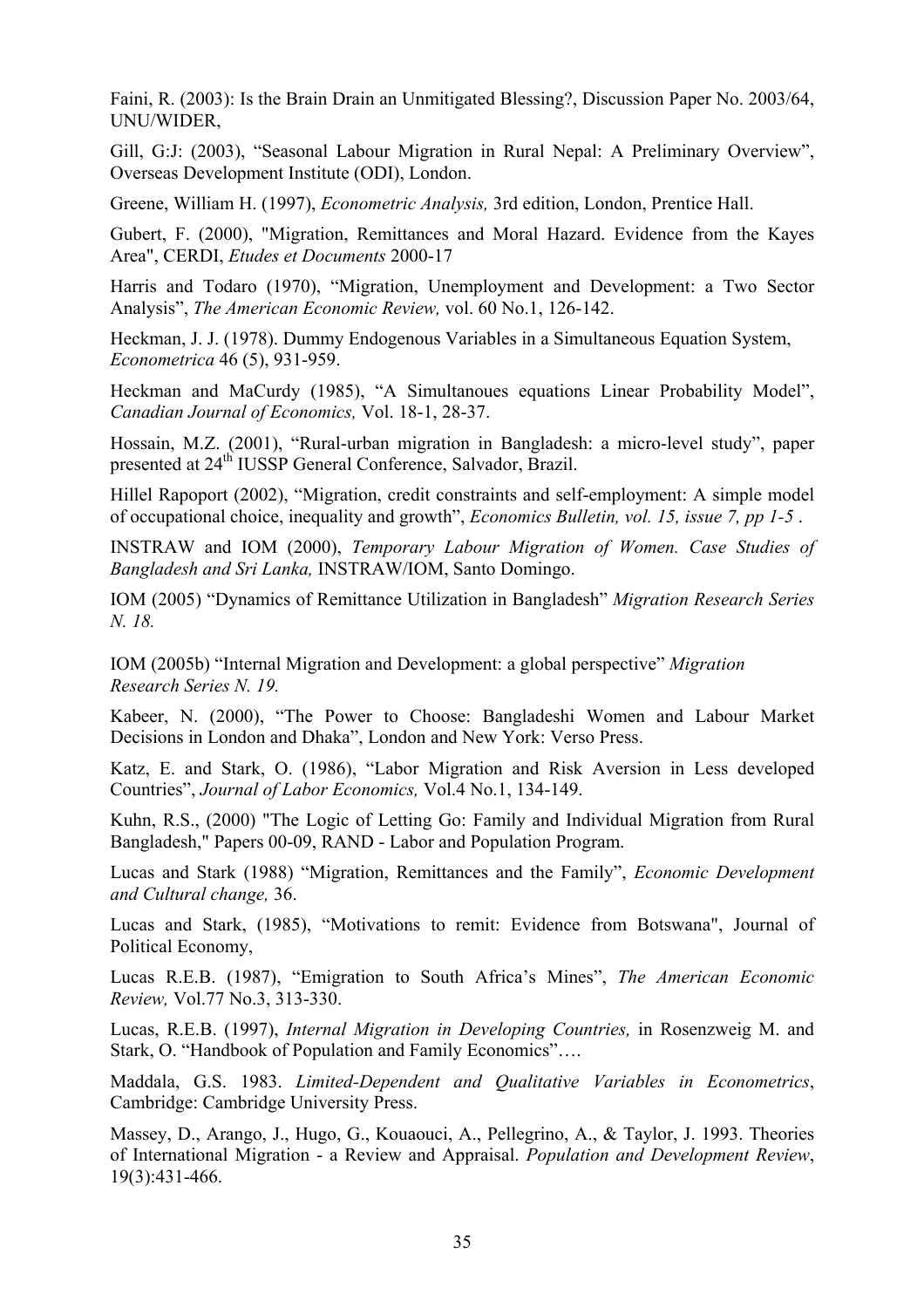Faini, R. (2003): Is the Brain Drain an Unmitigated Blessing?, Discussion Paper No. 2003/64, UNU/WIDER,

Gill, G:J: (2003), "Seasonal Labour Migration in Rural Nepal: A Preliminary Overview", Overseas Development Institute (ODI), London.

Greene, William H. (1997), *Econometric Analysis,* 3rd edition, London, Prentice Hall.

Gubert, F. (2000), "Migration, Remittances and Moral Hazard. Evidence from the Kayes Area", CERDI, *Etudes et Documents* 2000-17

Harris and Todaro (1970), "Migration, Unemployment and Development: a Two Sector Analysis", *The American Economic Review,* vol. 60 No.1, 126-142.

Heckman, J. J. (1978). Dummy Endogenous Variables in a Simultaneous Equation System, *Econometrica* 46 (5), 931-959.

Heckman and MaCurdy (1985), "A Simultanoues equations Linear Probability Model", *Canadian Journal of Economics,* Vol. 18-1, 28-37.

Hossain, M.Z. (2001), "Rural-urban migration in Bangladesh: a micro-level study", paper presented at 24th IUSSP General Conference, Salvador, Brazil.

Hillel Rapoport (2002), "Migration, credit constraints and self-employment: A simple model of occupational choice, inequality and growth", *Economics Bulletin, vol. 15, issue 7, pp 1-5* .

INSTRAW and IOM (2000), *Temporary Labour Migration of Women. Case Studies of Bangladesh and Sri Lanka,* INSTRAW/IOM, Santo Domingo.

IOM (2005) "Dynamics of Remittance Utilization in Bangladesh" *Migration Research Series N. 18.*

IOM (2005b) "Internal Migration and Development: a global perspective" *Migration Research Series N. 19.*

Kabeer, N. (2000), "The Power to Choose: Bangladeshi Women and Labour Market Decisions in London and Dhaka", London and New York: Verso Press.

Katz, E. and Stark, O. (1986), "Labor Migration and Risk Aversion in Less developed Countries", *Journal of Labor Economics,* Vol.4 No.1, 134-149.

Kuhn, R.S., (2000) "The Logic of Letting Go: Family and Individual Migration from Rural Bangladesh," Papers 00-09, RAND - Labor and Population Program.

Lucas and Stark (1988) "Migration, Remittances and the Family", *Economic Development and Cultural change,* 36.

Lucas and Stark, (1985), "Motivations to remit: Evidence from Botswana", Journal of Political Economy,

Lucas R.E.B. (1987), "Emigration to South Africa's Mines", *The American Economic Review,* Vol.77 No.3, 313-330.

Lucas, R.E.B. (1997), *Internal Migration in Developing Countries,* in Rosenzweig M. and Stark, O. "Handbook of Population and Family Economics"….

Maddala, G.S. 1983. *Limited-Dependent and Qualitative Variables in Econometrics*, Cambridge: Cambridge University Press.

Massey, D., Arango, J., Hugo, G., Kouaouci, A., Pellegrino, A., & Taylor, J. 1993. Theories of International Migration - a Review and Appraisal. *Population and Development Review*, 19(3):431-466.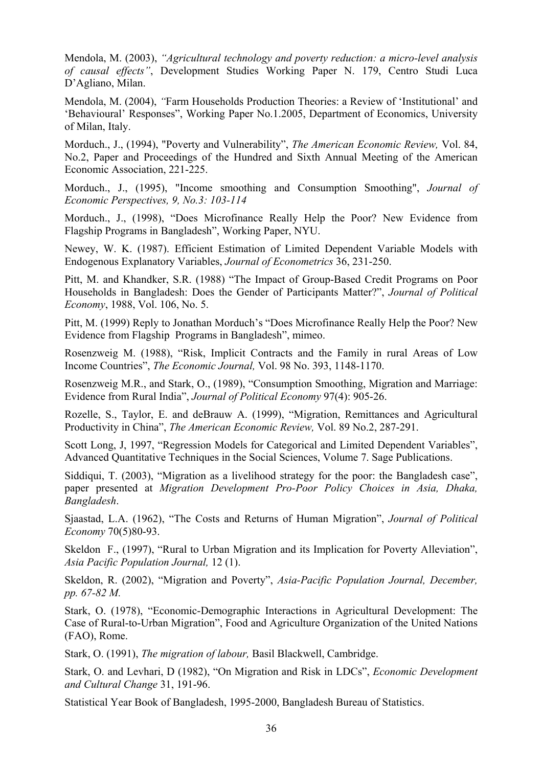Mendola, M. (2003), *"Agricultural technology and poverty reduction: a micro-level analysis of causal effects"*, Development Studies Working Paper N. 179, Centro Studi Luca D'Agliano, Milan.

Mendola, M. (2004), *"*Farm Households Production Theories: a Review of 'Institutional' and 'Behavioural' Responses", Working Paper No.1.2005, Department of Economics, University of Milan, Italy.

Morduch., J., (1994), "Poverty and Vulnerability", *The American Economic Review,* Vol. 84, No.2, Paper and Proceedings of the Hundred and Sixth Annual Meeting of the American Economic Association, 221-225.

Morduch., J., (1995), "Income smoothing and Consumption Smoothing", *Journal of Economic Perspectives, 9, No.3: 103-114*

Morduch., J., (1998), "Does Microfinance Really Help the Poor? New Evidence from Flagship Programs in Bangladesh", Working Paper, NYU.

Newey, W. K. (1987). Efficient Estimation of Limited Dependent Variable Models with Endogenous Explanatory Variables, *Journal of Econometrics* 36, 231-250.

Pitt, M. and Khandker, S.R. (1988) "The Impact of Group-Based Credit Programs on Poor Households in Bangladesh: Does the Gender of Participants Matter?", *Journal of Political Economy*, 1988, Vol. 106, No. 5.

Pitt, M. (1999) Reply to Jonathan Morduch's "Does Microfinance Really Help the Poor? New Evidence from Flagship Programs in Bangladesh", mimeo.

Rosenzweig M. (1988), "Risk, Implicit Contracts and the Family in rural Areas of Low Income Countries", *The Economic Journal,* Vol. 98 No. 393, 1148-1170.

Rosenzweig M.R., and Stark, O., (1989), "Consumption Smoothing, Migration and Marriage: Evidence from Rural India", *Journal of Political Economy* 97(4): 905-26.

Rozelle, S., Taylor, E. and deBrauw A. (1999), "Migration, Remittances and Agricultural Productivity in China", *The American Economic Review,* Vol. 89 No.2, 287-291.

Scott Long, J, 1997, "Regression Models for Categorical and Limited Dependent Variables", Advanced Quantitative Techniques in the Social Sciences, Volume 7. Sage Publications.

Siddiqui, T. (2003), "Migration as a livelihood strategy for the poor: the Bangladesh case", paper presented at *Migration Development Pro-Poor Policy Choices in Asia, Dhaka, Bangladesh*.

Sjaastad, L.A. (1962), "The Costs and Returns of Human Migration", *Journal of Political Economy* 70(5)80-93.

Skeldon F., (1997), "Rural to Urban Migration and its Implication for Poverty Alleviation", *Asia Pacific Population Journal,* 12 (1).

Skeldon, R. (2002), "Migration and Poverty", *Asia-Pacific Population Journal, December, pp. 67-82 M.*

Stark, O. (1978), "Economic-Demographic Interactions in Agricultural Development: The Case of Rural-to-Urban Migration", Food and Agriculture Organization of the United Nations (FAO), Rome.

Stark, O. (1991), *The migration of labour,* Basil Blackwell, Cambridge.

Stark, O. and Levhari, D (1982), "On Migration and Risk in LDCs", *Economic Development and Cultural Change* 31, 191-96.

Statistical Year Book of Bangladesh, 1995-2000, Bangladesh Bureau of Statistics.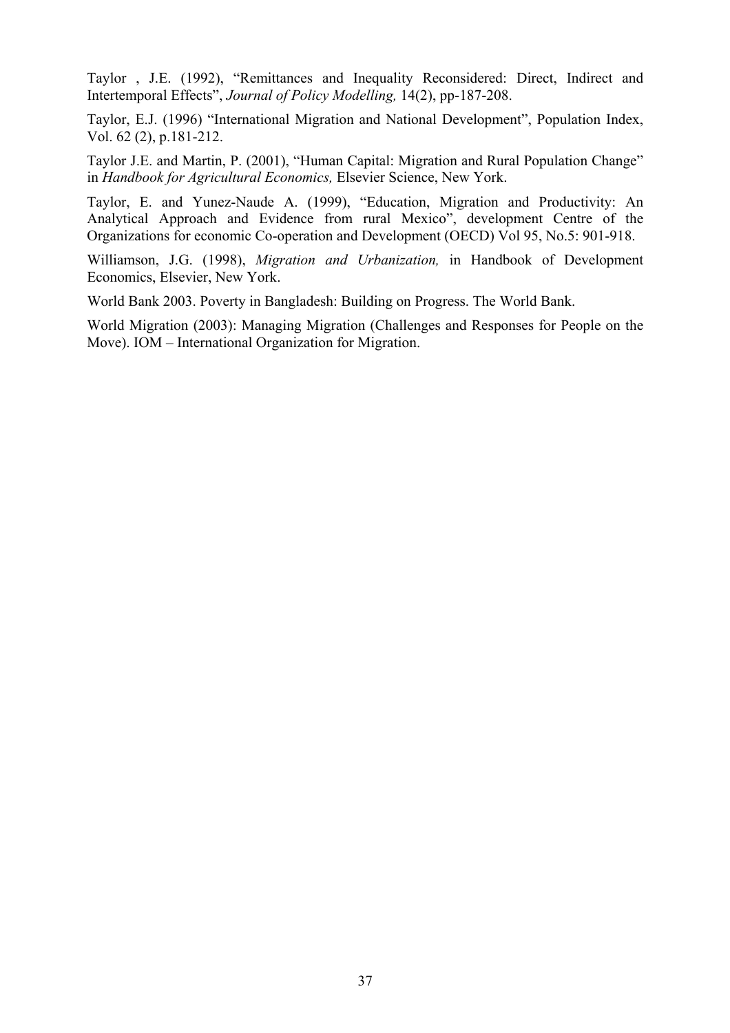Taylor , J.E. (1992), "Remittances and Inequality Reconsidered: Direct, Indirect and Intertemporal Effects", *Journal of Policy Modelling,* 14(2), pp-187-208.

Taylor, E.J. (1996) "International Migration and National Development", Population Index, Vol. 62 (2), p.181-212.

Taylor J.E. and Martin, P. (2001), "Human Capital: Migration and Rural Population Change" in *Handbook for Agricultural Economics,* Elsevier Science, New York.

Taylor, E. and Yunez-Naude A. (1999), "Education, Migration and Productivity: An Analytical Approach and Evidence from rural Mexico", development Centre of the Organizations for economic Co-operation and Development (OECD) Vol 95, No.5: 901-918.

Williamson, J.G. (1998), *Migration and Urbanization,* in Handbook of Development Economics, Elsevier, New York.

World Bank 2003. Poverty in Bangladesh: Building on Progress. The World Bank.

World Migration (2003): Managing Migration (Challenges and Responses for People on the Move). IOM – International Organization for Migration.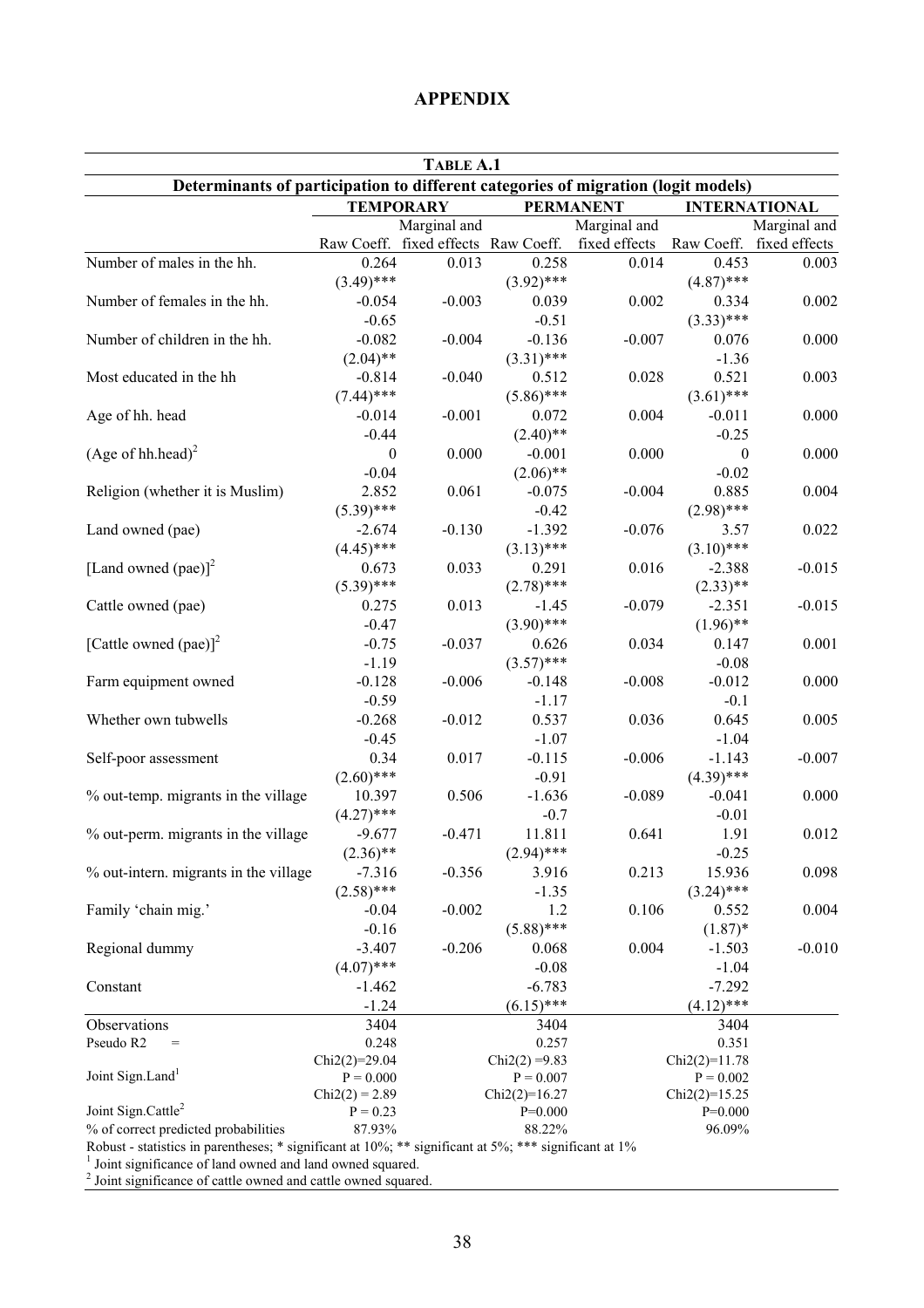# APPENDIX

**TABLE A.1**

**Determinants of participation to different categories of migration (logit models)**

| | **TEMPORARY** | | **PERMANENT** | | **INTERNATIONAL** | |
|---|---|---|---|---|---|---|
| | Raw Coeff. | Marginal and fixed effects | Raw Coeff. | Marginal and fixed effects | Raw Coeff. | Marginal and fixed effects |
| Number of males in the hh. | 0.264 | 0.013 | 0.258 | 0.014 | 0.453 | 0.003 |
| | (3.49)*** | | (3.92)*** | | (4.87)*** | |
| Number of females in the hh. | -0.054 | -0.003 | 0.039 | 0.002 | 0.334 | 0.002 |
| | -0.65 | | -0.51 | | (3.33)*** | |
| Number of children in the hh. | -0.082 | -0.004 | -0.136 | -0.007 | 0.076 | 0.000 |
| | (2.04)** | | (3.31)*** | | -1.36 | |
| Most educated in the hh | -0.814 | -0.040 | 0.512 | 0.028 | 0.521 | 0.003 |
| | (7.44)*** | | (5.86)*** | | (3.61)*** | |
| Age of hh. head | -0.014 | -0.001 | 0.072 | 0.004 | -0.011 | 0.000 |
| | -0.44 | | (2.40)** | | -0.25 | |
| (Age of hh.head)$^2$ | 0 | 0.000 | -0.001 | 0.000 | 0 | 0.000 |
| | -0.04 | | (2.06)** | | -0.02 | |
| Religion (whether it is Muslim) | 2.852 | 0.061 | -0.075 | -0.004 | 0.885 | 0.004 |
| | (5.39)*** | | -0.42 | | (2.98)*** | |
| Land owned (pae) | -2.674 | -0.130 | -1.392 | -0.076 | 3.57 | 0.022 |
| | (4.45)*** | | (3.13)*** | | (3.10)*** | |
| [Land owned (pae)]$^2$ | 0.673 | 0.033 | 0.291 | 0.016 | -2.388 | -0.015 |
| | (5.39)*** | | (2.78)*** | | (2.33)** | |
| Cattle owned (pae) | 0.275 | 0.013 | -1.45 | -0.079 | -2.351 | -0.015 |
| | -0.47 | | (3.90)*** | | (1.96)** | |
| [Cattle owned (pae)]$^2$ | -0.75 | -0.037 | 0.626 | 0.034 | 0.147 | 0.001 |
| | -1.19 | | (3.57)*** | | -0.08 | |
| Farm equipment owned | -0.128 | -0.006 | -0.148 | -0.008 | -0.012 | 0.000 |
| | -0.59 | | -1.17 | | -0.1 | |
| Whether own tubwells | -0.268 | -0.012 | 0.537 | 0.036 | 0.645 | 0.005 |
| | -0.45 | | -1.07 | | -1.04 | |
| Self-poor assessment | 0.34 | 0.017 | -0.115 | -0.006 | -1.143 | -0.007 |
| | (2.60)*** | | -0.91 | | (4.39)*** | |
| % out-temp. migrants in the village | 10.397 | 0.506 | -1.636 | -0.089 | -0.041 | 0.000 |
| | (4.27)*** | | -0.7 | | -0.01 | |
| % out-perm. migrants in the village | -9.677 | -0.471 | 11.811 | 0.641 | 1.91 | 0.012 |
| | (2.36)** | | (2.94)*** | | -0.25 | |
| % out-intern. migrants in the village | -7.316 | -0.356 | 3.916 | 0.213 | 15.936 | 0.098 |
| | (2.58)*** | | -1.35 | | (3.24)*** | |
| Family 'chain mig.' | -0.04 | -0.002 | 1.2 | 0.106 | 0.552 | 0.004 |
| | -0.16 | | (5.88)*** | | (1.87)* | |
| Regional dummy | -3.407 | -0.206 | 0.068 | 0.004 | -1.503 | -0.010 |
| | (4.07)*** | | -0.08 | | -1.04 | |
| Constant | -1.462 | | -6.783 | | -7.292 | |
| | -1.24 | | (6.15)*** | | (4.12)*** | |
| Observations | 3404 | | 3404 | | 3404 | |
| Pseudo R2 = | 0.248 | | 0.257 | | 0.351 | |
| Joint Sign.Land[1] | Chi2(2)=29.04 P = 0.000 | | Chi2(2) =9.83 P = 0.007 | | Chi2(2)=11.78 P = 0.002 | |
| Joint Sign.Cattle[2] | Chi2(2) = 2.89 P = 0.23 | | Chi2(2)=16.27 P=0.000 | | Chi2(2)=15.25 P=0.000 | |
| % of correct predicted probabilities | 87.93% | | 88.22% | | 96.09% | |

Robust - statistics in parentheses; * significant at 10%; ** significant at 5%; *** significant at 1%

[1] Joint significance of land owned and land owned squared.

[2] Joint significance of cattle owned and cattle owned squared.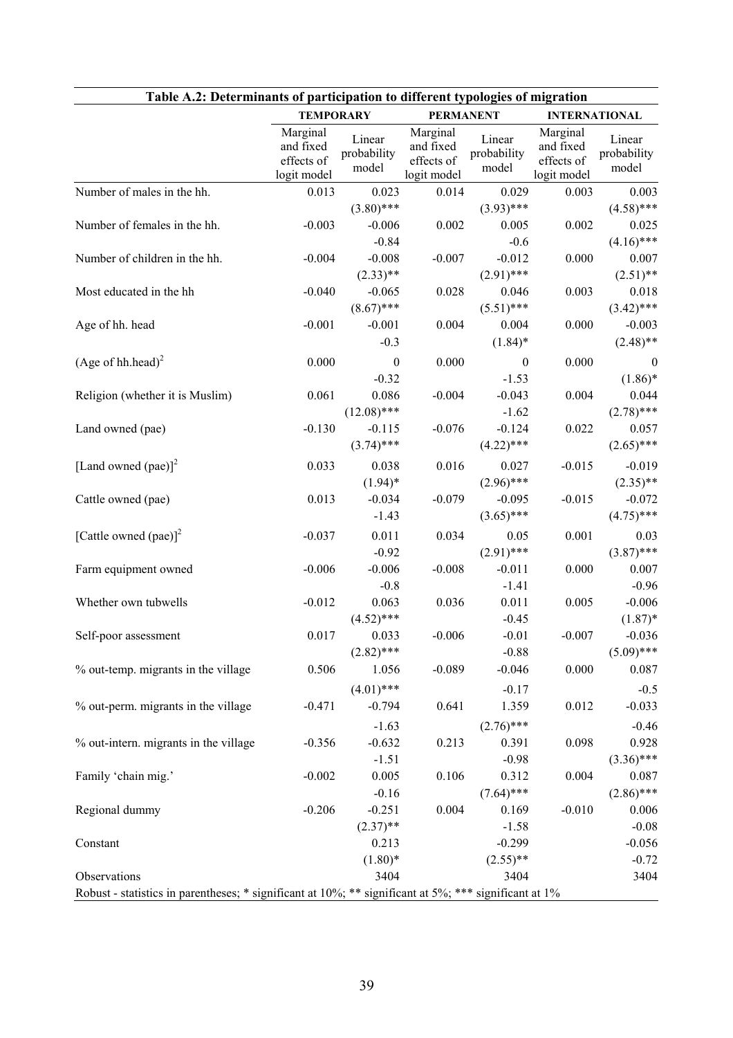**Table A.2: Determinants of participation to different typologies of migration**

| | TEMPORARY | | PERMANENT | | INTERNATIONAL | |
|---|---|---|---|---|---|---|
| | Marginal and fixed effects of logit model | Linear probability model | Marginal and fixed effects of logit model | Linear probability model | Marginal and fixed effects of logit model | Linear probability model |
| Number of males in the hh. | 0.013 | 0.023 | 0.014 | 0.029 | 0.003 | 0.003 |
| | | (3.80)*** | | (3.93)*** | | (4.58)*** |
| Number of females in the hh. | -0.003 | -0.006 | 0.002 | 0.005 | 0.002 | 0.025 |
| | | -0.84 | | -0.6 | | (4.16)*** |
| Number of children in the hh. | -0.004 | -0.008 | -0.007 | -0.012 | 0.000 | 0.007 |
| | | (2.33)** | | (2.91)*** | | (2.51)** |
| Most educated in the hh | -0.040 | -0.065 | 0.028 | 0.046 | 0.003 | 0.018 |
| | | (8.67)*** | | (5.51)*** | | (3.42)*** |
| Age of hh. head | -0.001 | -0.001 | 0.004 | 0.004 | 0.000 | -0.003 |
| | | -0.3 | | (1.84)* | | (2.48)** |
| (Age of hh.head)$^2$ | 0.000 | 0 | 0.000 | 0 | 0.000 | 0 |
| | | -0.32 | | -1.53 | | (1.86)* |
| Religion (whether it is Muslim) | 0.061 | 0.086 | -0.004 | -0.043 | 0.004 | 0.044 |
| | | (12.08)*** | | -1.62 | | (2.78)*** |
| Land owned (pae) | -0.130 | -0.115 | -0.076 | -0.124 | 0.022 | 0.057 |
| | | (3.74)*** | | (4.22)*** | | (2.65)*** |
| [Land owned (pae)]$^2$ | 0.033 | 0.038 | 0.016 | 0.027 | -0.015 | -0.019 |
| | | (1.94)* | | (2.96)*** | | (2.35)** |
| Cattle owned (pae) | 0.013 | -0.034 | -0.079 | -0.095 | -0.015 | -0.072 |
| | | -1.43 | | (3.65)*** | | (4.75)*** |
| [Cattle owned (pae)]$^2$ | -0.037 | 0.011 | 0.034 | 0.05 | 0.001 | 0.03 |
| | | -0.92 | | (2.91)*** | | (3.87)*** |
| Farm equipment owned | -0.006 | -0.006 | -0.008 | -0.011 | 0.000 | 0.007 |
| | | -0.8 | | -1.41 | | -0.96 |
| Whether own tubwells | -0.012 | 0.063 | 0.036 | 0.011 | 0.005 | -0.006 |
| | | (4.52)*** | | -0.45 | | (1.87)* |
| Self-poor assessment | 0.017 | 0.033 | -0.006 | -0.01 | -0.007 | -0.036 |
| | | (2.82)*** | | -0.88 | | (5.09)*** |
| % out-temp. migrants in the village | 0.506 | 1.056 | -0.089 | -0.046 | 0.000 | 0.087 |
| | | (4.01)*** | | -0.17 | | -0.5 |
| % out-perm. migrants in the village | -0.471 | -0.794 | 0.641 | 1.359 | 0.012 | -0.033 |
| | | -1.63 | | (2.76)*** | | -0.46 |
| % out-intern. migrants in the village | -0.356 | -0.632 | 0.213 | 0.391 | 0.098 | 0.928 |
| | | -1.51 | | -0.98 | | (3.36)*** |
| Family 'chain mig.' | -0.002 | 0.005 | 0.106 | 0.312 | 0.004 | 0.087 |
| | | -0.16 | | (7.64)*** | | (2.86)*** |
| Regional dummy | -0.206 | -0.251 | 0.004 | 0.169 | -0.010 | 0.006 |
| | | (2.37)** | | -1.58 | | -0.08 |
| Constant | | 0.213 | | -0.299 | | -0.056 |
| | | (1.80)* | | (2.55)** | | -0.72 |
| Observations | | 3404 | | 3404 | | 3404 |

Robust - statistics in parentheses; * significant at 10%; ** significant at 5%; *** significant at 1%